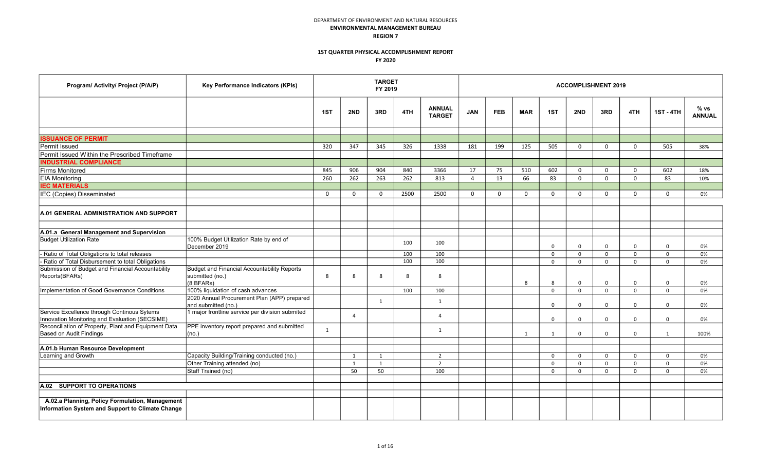DEPARTMENT OF ENVIRONMENT AND NATURAL RESOURCES

**ENVIRONMENTAL MANAGEMENT BUREAU**

**REGION 7**

**1ST QUARTER PHYSICAL ACCOMPLISHMENT REPORT**

**FY 2020**

| Program/ Activity/ Project (P/A/P) | Key Performance Indicators (KPIs) | TARGET FY 2019 | | | | | ACCOMPLISHMENT 2019 | | | | | | | | |
|---|---|---|---|---|---|---|---|---|---|---|---|---|---|---|---|
| | | 1ST | 2ND | 3RD | 4TH | ANNUAL TARGET | JAN | FEB | MAR | 1ST | 2ND | 3RD | 4TH | 1ST - 4TH | % vs ANNUAL |
| **ISSUANCE OF PERMIT** | | | | | | | | | | | | | | | |
| Permit Issued | | 320 | 347 | 345 | 326 | 1338 | 181 | 199 | 125 | 505 | 0 | 0 | 0 | 505 | 38% |
| Permit Issued Within the Prescribed Timeframe | | | | | | | | | | | | | | | |
| **INDUSTRIAL COMPLIANCE** | | | | | | | | | | | | | | | |
| Firms Monitored | | 845 | 906 | 904 | 840 | 3366 | 17 | 75 | 510 | 602 | 0 | 0 | 0 | 602 | 18% |
| EIA Monitoring | | 260 | 262 | 263 | 262 | 813 | 4 | 13 | 66 | 83 | 0 | 0 | 0 | 83 | 10% |
| **IEC MATERIALS** | | | | | | | | | | | | | | | |
| IEC (Copies) Disseminated | | 0 | 0 | 0 | 2500 | 2500 | 0 | 0 | 0 | 0 | 0 | 0 | 0 | 0 | 0% |
| **A.01 GENERAL ADMINISTRATION AND SUPPORT** | | | | | | | | | | | | | | | |
| **A.01.a General Management and Supervision** | | | | | | | | | | | | | | | |
| Budget Utilization Rate | 100% Budget Utilization Rate by end of December 2019 | | | | 100 | 100 | | | | 0 | 0 | 0 | 0 | 0 | 0% |
| - Ratio of Total Obligations to total releases | | | | | 100 | 100 | | | | 0 | 0 | 0 | 0 | 0 | 0% |
| - Ratio of Total Disbursement to total Obligations | | | | | 100 | 100 | | | | 0 | 0 | 0 | 0 | 0 | 0% |
| Submission of Budget and Financial Accountability Reports(BFARs) | Budget and Financial Accountability Reports submitted (no.) (8 BFARs) | 8 | 8 | 8 | 8 | 8 | | | 8 | 8 | 0 | 0 | 0 | 0 | 0% |
| Implementation of Good Governance Conditions | 100% liquidation of cash advances | | | | 100 | 100 | | | | 0 | 0 | 0 | 0 | 0 | 0% |
| | 2020 Annual Procurement Plan (APP) prepared and submitted (no.) | | | 1 | | 1 | | | | 0 | 0 | 0 | 0 | 0 | 0% |
| Service Excellence through Continous Sytems Innovation Monitoring and Evaluation (SECSIME) | 1 major frontline service per division submited | | 4 | | | 4 | | | | 0 | 0 | 0 | 0 | 0 | 0% |
| Reconciliation of Property, Plant and Equipment Data Based on Audit Findings | PPE inventory report prepared and submitted (no.) | 1 | | | | 1 | | | 1 | 1 | 0 | 0 | 0 | 1 | 100% |
| **A.01.b Human Resource Development** | | | | | | | | | | | | | | | |
| Learning and Growth | Capacity Building/Training conducted (no.) | | 1 | 1 | | 2 | | | | 0 | 0 | 0 | 0 | 0 | 0% |
| | Other Training attended (no) | | 1 | 1 | | 2 | | | | 0 | 0 | 0 | 0 | 0 | 0% |
| | Staff Trained (no) | | 50 | 50 | | 100 | | | | 0 | 0 | 0 | 0 | 0 | 0% |
| **A.02 SUPPORT TO OPERATIONS** | | | | | | | | | | | | | | | |
| **A.02.a Planning, Policy Formulation, Management Information System and Support to Climate Change** | | | | | | | | | | | | | | | |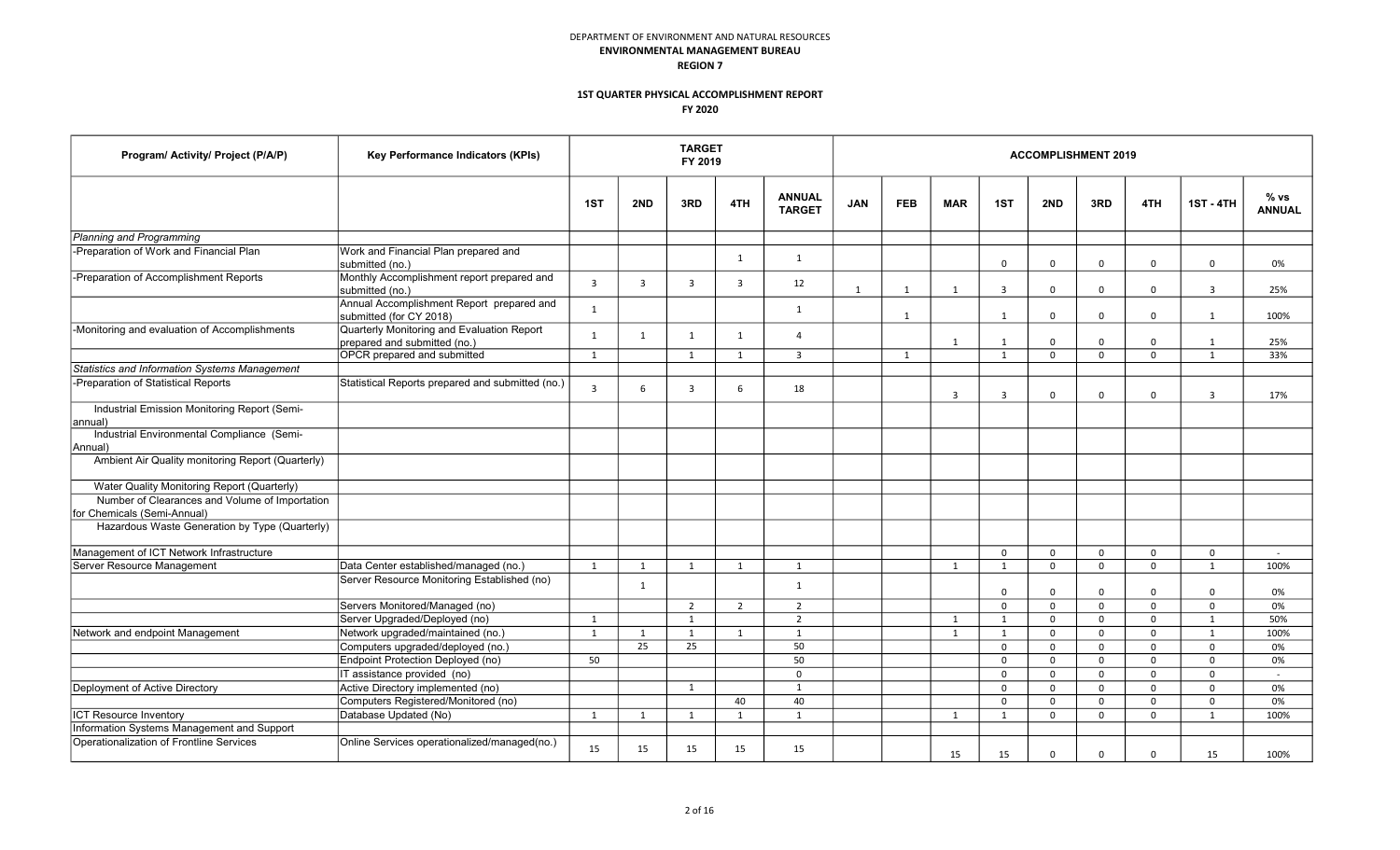DEPARTMENT OF ENVIRONMENT AND NATURAL RESOURCES

**ENVIRONMENTAL MANAGEMENT BUREAU**

**REGION 7**

**1ST QUARTER PHYSICAL ACCOMPLISHMENT REPORT**

**FY 2020**

| Program/ Activity/ Project (P/A/P) | Key Performance Indicators (KPIs) | TARGET FY 2019 | | | | | ACCOMPLISHMENT 2019 | | | | | | | | |
|---|---|---|---|---|---|---|---|---|---|---|---|---|---|---|---|
| | | 1ST | 2ND | 3RD | 4TH | ANNUAL TARGET | JAN | FEB | MAR | 1ST | 2ND | 3RD | 4TH | 1ST - 4TH | % vs ANNUAL |
| *Planning and Programming* | | | | | | | | | | | | | | | |
| -Preparation of Work and Financial Plan | Work and Financial Plan prepared and submitted (no.) | | | | 1 | 1 | | | | 0 | 0 | 0 | 0 | 0 | 0% |
| -Preparation of Accomplishment Reports | Monthly Accomplishment report prepared and submitted (no.) | 3 | 3 | 3 | 3 | 12 | 1 | 1 | 1 | 3 | 0 | 0 | 0 | 3 | 25% |
| | Annual Accomplishment Report prepared and submitted (for CY 2018) | 1 | | | | 1 | | 1 | | 1 | 0 | 0 | 0 | 1 | 100% |
| -Monitoring and evaluation of Accomplishments | Quarterly Monitoring and Evaluation Report prepared and submitted (no.) | 1 | 1 | 1 | 1 | 4 | | | 1 | 1 | 0 | 0 | 0 | 1 | 25% |
| | OPCR prepared and submitted | 1 | | 1 | 1 | 3 | | 1 | | 1 | 0 | 0 | 0 | 1 | 33% |
| *Statistics and Information Systems Management* | | | | | | | | | | | | | | | |
| -Preparation of Statistical Reports | Statistical Reports prepared and submitted (no.) | 3 | 6 | 3 | 6 | 18 | | | 3 | 3 | 0 | 0 | 0 | 3 | 17% |
| Industrial Emission Monitoring Report (Semi-annual) | | | | | | | | | | | | | | | |
| Industrial Environmental Compliance (Semi-Annual) | | | | | | | | | | | | | | | |
| Ambient Air Quality monitoring Report (Quarterly) | | | | | | | | | | | | | | | |
| Water Quality Monitoring Report (Quarterly) | | | | | | | | | | | | | | | |
| Number of Clearances and Volume of Importation for Chemicals (Semi-Annual) | | | | | | | | | | | | | | | |
| Hazardous Waste Generation by Type (Quarterly) | | | | | | | | | | | | | | | |
| Management of ICT Network Infrastructure | | | | | | | | | | 0 | 0 | 0 | 0 | 0 | - |
| Server Resource Management | Data Center established/managed (no.) | 1 | 1 | 1 | 1 | 1 | | | 1 | 1 | 0 | 0 | 0 | 1 | 100% |
| | Server Resource Monitoring Established (no) | | 1 | | | 1 | | | | 0 | 0 | 0 | 0 | 0 | 0% |
| | Servers Monitored/Managed (no) | | | 2 | 2 | 2 | | | | 0 | 0 | 0 | 0 | 0 | 0% |
| | Server Upgraded/Deployed (no) | 1 | | 1 | | 2 | | | 1 | 1 | 0 | 0 | 0 | 1 | 50% |
| Network and endpoint Management | Network upgraded/maintained (no.) | 1 | 1 | 1 | 1 | 1 | | | 1 | 1 | 0 | 0 | 0 | 1 | 100% |
| | Computers upgraded/deployed (no.) | | 25 | 25 | | 50 | | | | 0 | 0 | 0 | 0 | 0 | 0% |
| | Endpoint Protection Deployed (no) | 50 | | | | 50 | | | | 0 | 0 | 0 | 0 | 0 | 0% |
| | IT assistance provided (no) | | | | | 0 | | | | 0 | 0 | 0 | 0 | 0 | - |
| Deployment of Active Directory | Active Directory implemented (no) | | | 1 | | 1 | | | | 0 | 0 | 0 | 0 | 0 | 0% |
| | Computers Registered/Monitored (no) | | | | 40 | 40 | | | | 0 | 0 | 0 | 0 | 0 | 0% |
| ICT Resource Inventory | Database Updated (No) | 1 | 1 | 1 | 1 | 1 | | | 1 | 1 | 0 | 0 | 0 | 1 | 100% |
| Information Systems Management and Support | | | | | | | | | | | | | | | |
| Operationalization of Frontline Services | Online Services operationalized/managed(no.) | 15 | 15 | 15 | 15 | 15 | | | 15 | 15 | 0 | 0 | 0 | 15 | 100% |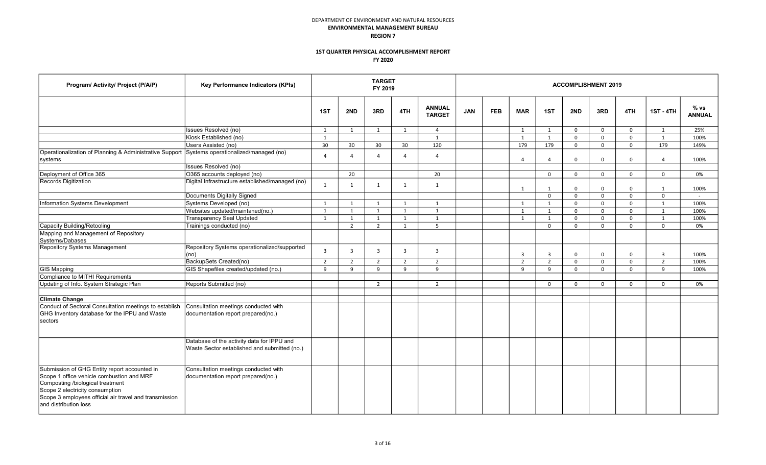DEPARTMENT OF ENVIRONMENT AND NATURAL RESOURCES
**ENVIRONMENTAL MANAGEMENT BUREAU**
**REGION 7**

**1ST QUARTER PHYSICAL ACCOMPLISHMENT REPORT**
**FY 2020**

| Program/ Activity/ Project (P/A/P) | Key Performance Indicators (KPIs) | TARGET FY 2019 | | | | | ACCOMPLISHMENT 2019 | | | | | | | | | |
|---|---|---|---|---|---|---|---|---|---|---|---|---|---|---|---|---|
| | | 1ST | 2ND | 3RD | 4TH | ANNUAL TARGET | JAN | FEB | MAR | 1ST | 2ND | 3RD | 4TH | 1ST - 4TH | % vs ANNUAL |
| | Issues Resolved (no) | 1 | 1 | 1 | 1 | 4 | | | 1 | 1 | 0 | 0 | 0 | 1 | 25% |
| | Kiosk Established (no) | 1 | | | | 1 | | | 1 | 1 | 0 | 0 | 0 | 1 | 100% |
| | Users Assisted (no) | 30 | 30 | 30 | 30 | 120 | | | 179 | 179 | 0 | 0 | 0 | 179 | 149% |
| Operationalization of Planning & Administrative Support systems | Systems operationalized/managed (no) | 4 | 4 | 4 | 4 | 4 | | | 4 | 4 | 0 | 0 | 0 | 4 | 100% |
| | Issues Resolved (no) | | | | | | | | | | | | | | |
| Deployment of Office 365 | O365 accounts deployed (no) | | 20 | | | 20 | | | | 0 | 0 | 0 | 0 | 0 | 0% |
| Records Digitization | Digital Infrastructure established/managed (no) | 1 | 1 | 1 | 1 | 1 | | | 1 | 1 | 0 | 0 | 0 | 1 | 100% |
| | Documents Digitally Signed | | | | | | | | | 0 | 0 | 0 | 0 | 0 | - |
| Information Systems Development | Systems Developed (no) | 1 | 1 | 1 | 1 | 1 | | | 1 | 1 | 0 | 0 | 0 | 1 | 100% |
| | Websites updated/maintaned(no.) | 1 | 1 | 1 | 1 | 1 | | | 1 | 1 | 0 | 0 | 0 | 1 | 100% |
| | Transparency Seal Updated | 1 | 1 | 1 | 1 | 1 | | | 1 | 1 | 0 | 0 | 0 | 1 | 100% |
| Capacity Building/Retooling | Trainings conducted (no) | | 2 | 2 | 1 | 5 | | | | 0 | 0 | 0 | 0 | 0 | 0% |
| Mapping and Management of Repository Systems/Dabases | | | | | | | | | | | | | | | |
| Repository Systems Management | Repository Systems operationalized/supported (no) | 3 | 3 | 3 | 3 | 3 | | | 3 | 3 | 0 | 0 | 0 | 3 | 100% |
| | BackupSets Created(no) | 2 | 2 | 2 | 2 | 2 | | | 2 | 2 | 0 | 0 | 0 | 2 | 100% |
| GIS Mapping | GIS Shapefiles created/updated (no.) | 9 | 9 | 9 | 9 | 9 | | | 9 | 9 | 0 | 0 | 0 | 9 | 100% |
| Compliance to MITHI Requirements | | | | | | | | | | | | | | | |
| Updating of Info. System Strategic Plan | Reports Submitted (no) | | | 2 | | 2 | | | | 0 | 0 | 0 | 0 | 0 | 0% |
| | | | | | | | | | | | | | | | |
| **Climate Change** | | | | | | | | | | | | | | | |
| Conduct of Sectoral Consultation meetings to establish GHG Inventory database for the IPPU and Waste sectors | Consultation meetings conducted with documentation report prepared(no.) | | | | | | | | | | | | | | |
| | Database of the activity data for IPPU and Waste Sector established and submitted (no.) | | | | | | | | | | | | | | |
| Submission of GHG Entity report accounted in Scope 1 office vehicle combustion and MRF Composting /biological treatment Scope 2 electricity consumption Scope 3 employees official air travel and transmission and distribution loss | Consultation meetings conducted with documentation report prepared(no.) | | | | | | | | | | | | | | |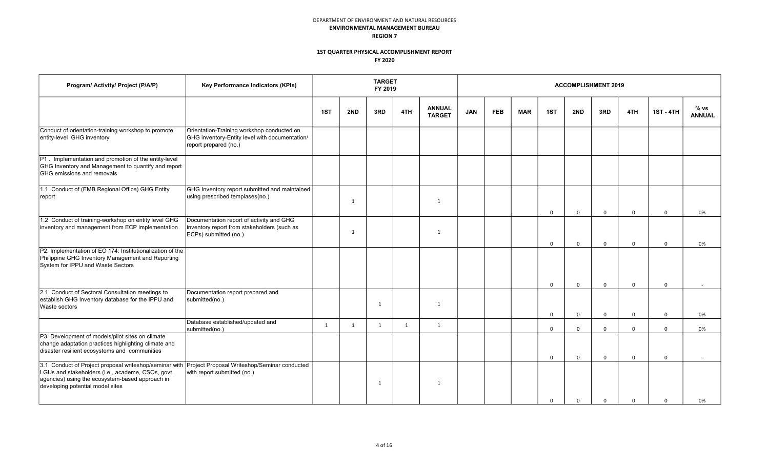DEPARTMENT OF ENVIRONMENT AND NATURAL RESOURCES

**ENVIRONMENTAL MANAGEMENT BUREAU**

**REGION 7**

**1ST QUARTER PHYSICAL ACCOMPLISHMENT REPORT**

**FY 2020**

| Program/ Activity/ Project (P/A/P) | Key Performance Indicators (KPIs) | TARGET FY 2019 | | | | | ACCOMPLISHMENT 2019 | | | | | | | | |
|---|---|---|---|---|---|---|---|---|---|---|---|---|---|---|---|
| | | 1ST | 2ND | 3RD | 4TH | ANNUAL TARGET | JAN | FEB | MAR | 1ST | 2ND | 3RD | 4TH | 1ST - 4TH | % vs ANNUAL |
| Conduct of orientation-training workshop to promote entity-level GHG inventory | Orientation-Training workshop conducted on GHG inventory-Entity level with documentation/ report prepared (no.) | | | | | | | | | | | | | | |
| P1 . Implementation and promotion of the entity-level GHG Inventory and Management to quantify and report GHG emissions and removals | | | | | | | | | | | | | | | |
| 1.1 Conduct of (EMB Regional Office) GHG Entity report | GHG Inventory report submitted and maintained using prescribed templases(no.) | | 1 | | | 1 | | | | 0 | 0 | 0 | 0 | 0 | 0% |
| 1.2 Conduct of training-workshop on entity level GHG inventory and management from ECP implementation | Documentation report of activity and GHG inventory report from stakeholders (such as ECPs) submitted (no.) | | 1 | | | 1 | | | | 0 | 0 | 0 | 0 | 0 | 0% |
| P2. Implementation of EO 174: Institutionalization of the Philippine GHG Inventory Management and Reporting System for IPPU and Waste Sectors | | | | | | | | | | 0 | 0 | 0 | 0 | 0 | - |
| 2.1 Conduct of Sectoral Consultation meetings to establish GHG Inventory database for the IPPU and Waste sectors | Documentation report prepared and submitted(no.) | | | 1 | | 1 | | | | 0 | 0 | 0 | 0 | 0 | 0% |
| | Database established/updated and submitted(no.) | 1 | 1 | 1 | 1 | 1 | | | | 0 | 0 | 0 | 0 | 0 | 0% |
| P3 Development of models/pilot sites on climate change adaptation practices highlighting climate and disaster resilient ecosystems and communities | | | | | | | | | | 0 | 0 | 0 | 0 | 0 | - |
| 3.1 Conduct of Project proposal writeshop/seminar with LGUs and stakeholders (i.e., academe, CSOs, govt. agencies) using the ecosystem-based approach in developing potential model sites | Project Proposal Writeshop/Seminar conducted with report submitted (no.) | | | 1 | | 1 | | | | 0 | 0 | 0 | 0 | 0 | 0% |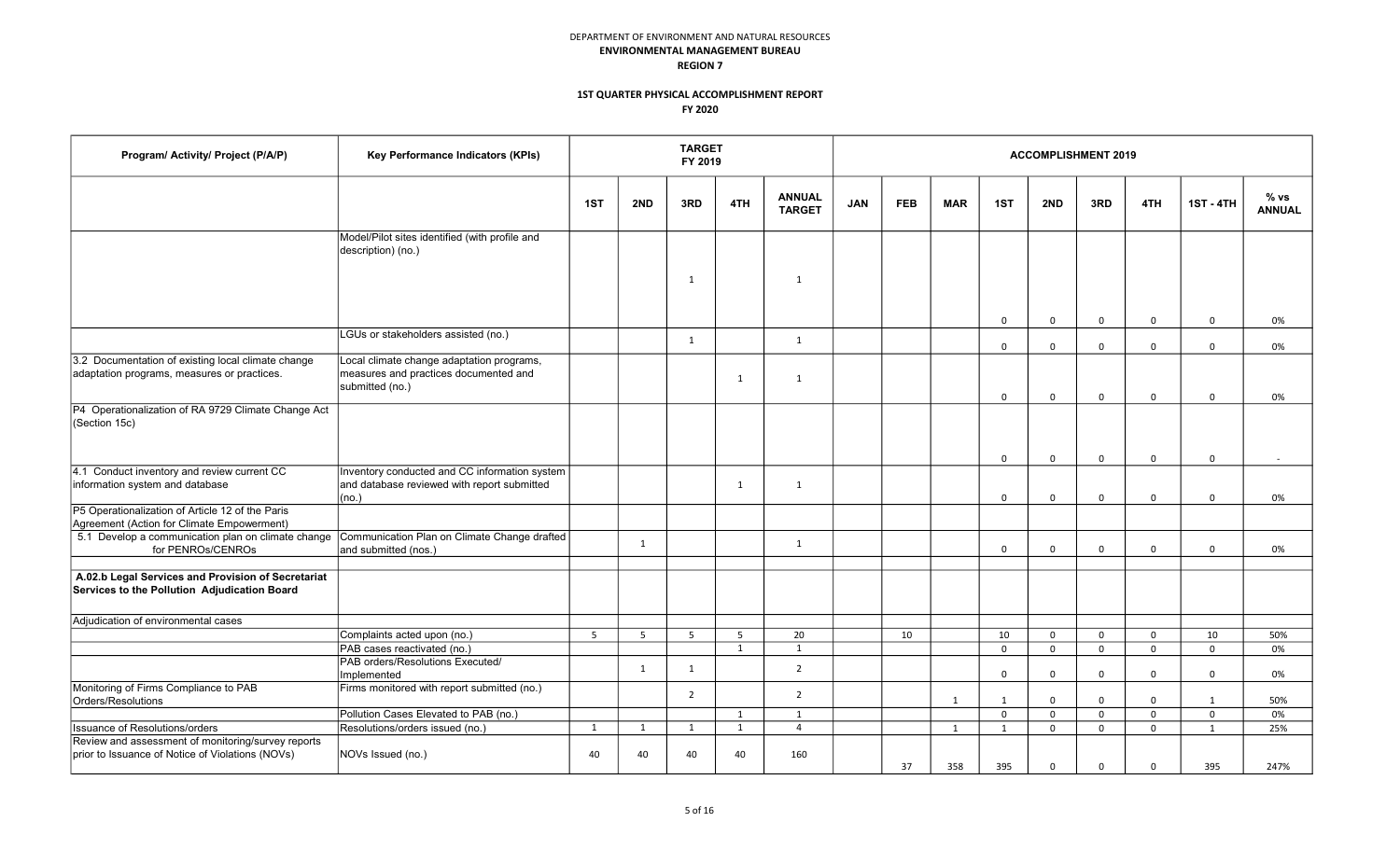DEPARTMENT OF ENVIRONMENT AND NATURAL RESOURCES
**ENVIRONMENTAL MANAGEMENT BUREAU**
**REGION 7**

**1ST QUARTER PHYSICAL ACCOMPLISHMENT REPORT**
**FY 2020**

| Program/ Activity/ Project (P/A/P) | Key Performance Indicators (KPIs) | TARGET FY 2019 | | | | | ACCOMPLISHMENT 2019 | | | | | | | | |
|---|---|---|---|---|---|---|---|---|---|---|---|---|---|---|---|
| | | 1ST | 2ND | 3RD | 4TH | ANNUAL TARGET | JAN | FEB | MAR | 1ST | 2ND | 3RD | 4TH | 1ST - 4TH | % vs ANNUAL |
| | Model/Pilot sites identified (with profile and description) (no.) | | | 1 | | 1 | | | | 0 | 0 | 0 | 0 | 0 | 0% |
| | LGUs or stakeholders assisted (no.) | | | 1 | | 1 | | | | 0 | 0 | 0 | 0 | 0 | 0% |
| 3.2 Documentation of existing local climate change adaptation programs, measures or practices. | Local climate change adaptation programs, measures and practices documented and submitted (no.) | | | | 1 | 1 | | | | 0 | 0 | 0 | 0 | 0 | 0% |
| P4 Operationalization of RA 9729 Climate Change Act (Section 15c) | | | | | | | | | | 0 | 0 | 0 | 0 | 0 | - |
| 4.1 Conduct inventory and review current CC information system and database | Inventory conducted and CC information system and database reviewed with report submitted (no.) | | | | 1 | 1 | | | | 0 | 0 | 0 | 0 | 0 | 0% |
| P5 Operationalization of Article 12 of the Paris Agreement (Action for Climate Empowerment) | | | | | | | | | | | | | | | |
| 5.1 Develop a communication plan on climate change for PENROs/CENROs | Communication Plan on Climate Change drafted and submitted (nos.) | | 1 | | | 1 | | | | 0 | 0 | 0 | 0 | 0 | 0% |
| **A.02.b Legal Services and Provision of Secretariat Services to the Pollution Adjudication Board** | | | | | | | | | | | | | | | |
| Adjudication of environmental cases | | | | | | | | | | | | | | | |
| | Complaints acted upon (no.) | 5 | 5 | 5 | 5 | 20 | | 10 | | 10 | 0 | 0 | 0 | 10 | 50% |
| | PAB cases reactivated (no.) | | | | 1 | 1 | | | | 0 | 0 | 0 | 0 | 0 | 0% |
| | PAB orders/Resolutions Executed/ Implemented | | 1 | 1 | | 2 | | | | 0 | 0 | 0 | 0 | 0 | 0% |
| Monitoring of Firms Compliance to PAB Orders/Resolutions | Firms monitored with report submitted (no.) | | | 2 | | 2 | | | 1 | 1 | 0 | 0 | 0 | 1 | 50% |
| | Pollution Cases Elevated to PAB (no.) | | | | 1 | 1 | | | | 0 | 0 | 0 | 0 | 0 | 0% |
| Issuance of Resolutions/orders | Resolutions/orders issued (no.) | 1 | 1 | 1 | 1 | 4 | | | 1 | 1 | 0 | 0 | 0 | 1 | 25% |
| Review and assessment of monitoring/survey reports prior to Issuance of Notice of Violations (NOVs) | NOVs Issued (no.) | 40 | 40 | 40 | 40 | 160 | | 37 | 358 | 395 | 0 | 0 | 0 | 395 | 247% |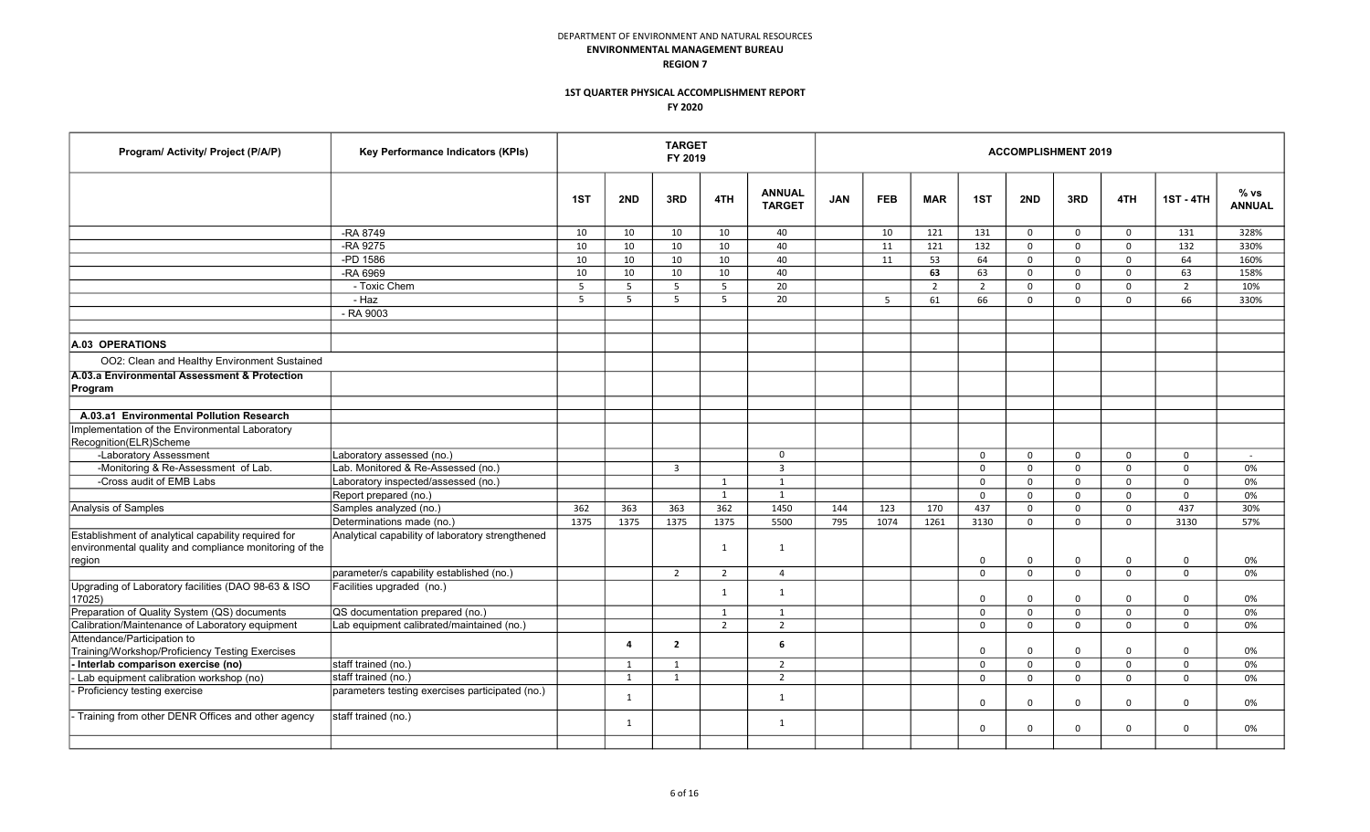DEPARTMENT OF ENVIRONMENT AND NATURAL RESOURCES
**ENVIRONMENTAL MANAGEMENT BUREAU**
**REGION 7**

**1ST QUARTER PHYSICAL ACCOMPLISHMENT REPORT**
**FY 2020**

| Program/ Activity/ Project (P/A/P) | Key Performance Indicators (KPIs) | TARGET FY 2019 | | | | | ACCOMPLISHMENT 2019 | | | | | | | | |
|---|---|---|---|---|---|---|---|---|---|---|---|---|---|---|---|
| | | 1ST | 2ND | 3RD | 4TH | ANNUAL TARGET | JAN | FEB | MAR | 1ST | 2ND | 3RD | 4TH | 1ST - 4TH | % vs ANNUAL |
| | -RA 8749 | 10 | 10 | 10 | 10 | 40 | | 10 | 121 | 131 | 0 | 0 | 0 | 131 | 328% |
| | -RA 9275 | 10 | 10 | 10 | 10 | 40 | | 11 | 121 | 132 | 0 | 0 | 0 | 132 | 330% |
| | -PD 1586 | 10 | 10 | 10 | 10 | 40 | | 11 | 53 | 64 | 0 | 0 | 0 | 64 | 160% |
| | -RA 6969 | 10 | 10 | 10 | 10 | 40 | | | **63** | 63 | 0 | 0 | 0 | 63 | 158% |
| | - Toxic Chem | 5 | 5 | 5 | 5 | 20 | | | 2 | 2 | 0 | 0 | 0 | 2 | 10% |
| | - Haz | 5 | 5 | 5 | 5 | 20 | | 5 | 61 | 66 | 0 | 0 | 0 | 66 | 330% |
| | - RA 9003 | | | | | | | | | | | | | | |
| | | | | | | | | | | | | | | | |
| **A.03 OPERATIONS** | | | | | | | | | | | | | | | |
| OO2: Clean and Healthy Environment Sustained | | | | | | | | | | | | | | | |
| **A.03.a Environmental Assessment & Protection Program** | | | | | | | | | | | | | | | |
| | | | | | | | | | | | | | | | |
| **A.03.a1 Environmental Pollution Research** | | | | | | | | | | | | | | | |
| Implementation of the Environmental Laboratory Recognition(ELR)Scheme | | | | | | | | | | | | | | | |
| -Laboratory Assessment | Laboratory assessed (no.) | | | | | 0 | | | | 0 | 0 | 0 | 0 | 0 | - |
| -Monitoring & Re-Assessment of Lab. | Lab. Monitored & Re-Assessed (no.) | | | 3 | | 3 | | | | 0 | 0 | 0 | 0 | 0 | 0% |
| -Cross audit of EMB Labs | Laboratory inspected/assessed (no.) | | | | 1 | 1 | | | | 0 | 0 | 0 | 0 | 0 | 0% |
| | Report prepared (no.) | | | | 1 | 1 | | | | 0 | 0 | 0 | 0 | 0 | 0% |
| Analysis of Samples | Samples analyzed (no.) | 362 | 363 | 363 | 362 | 1450 | 144 | 123 | 170 | 437 | 0 | 0 | 0 | 437 | 30% |
| | Determinations made (no.) | 1375 | 1375 | 1375 | 1375 | 5500 | 795 | 1074 | 1261 | 3130 | 0 | 0 | 0 | 3130 | 57% |
| Establishment of analytical capability required for environmental quality and compliance monitoring of the region | Analytical capability of laboratory strengthened | | | | 1 | 1 | | | | 0 | 0 | 0 | 0 | 0 | 0% |
| | parameter/s capability established (no.) | | | 2 | 2 | 4 | | | | 0 | 0 | 0 | 0 | 0 | 0% |
| Upgrading of Laboratory facilities (DAO 98-63 & ISO 17025) | Facilities upgraded (no.) | | | | 1 | 1 | | | | 0 | 0 | 0 | 0 | 0 | 0% |
| Preparation of Quality System (QS) documents | QS documentation prepared (no.) | | | | 1 | 1 | | | | 0 | 0 | 0 | 0 | 0 | 0% |
| Calibration/Maintenance of Laboratory equipment | Lab equipment calibrated/maintained (no.) | | | | 2 | 2 | | | | 0 | 0 | 0 | 0 | 0 | 0% |
| Attendance/Participation to Training/Workshop/Proficiency Testing Exercises | | | **4** | **2** | | **6** | | | | 0 | 0 | 0 | 0 | 0 | 0% |
| **- Interlab comparison exercise (no)** | staff trained (no.) | | 1 | 1 | | 2 | | | | 0 | 0 | 0 | 0 | 0 | 0% |
| - Lab equipment calibration workshop (no) | staff trained (no.) | | 1 | 1 | | 2 | | | | 0 | 0 | 0 | 0 | 0 | 0% |
| - Proficiency testing exercise | parameters testing exercises participated (no.) | | 1 | | | 1 | | | | 0 | 0 | 0 | 0 | 0 | 0% |
| - Training from other DENR Offices and other agency | staff trained (no.) | | 1 | | | 1 | | | | 0 | 0 | 0 | 0 | 0 | 0% |
| | | | | | | | | | | | | | | | |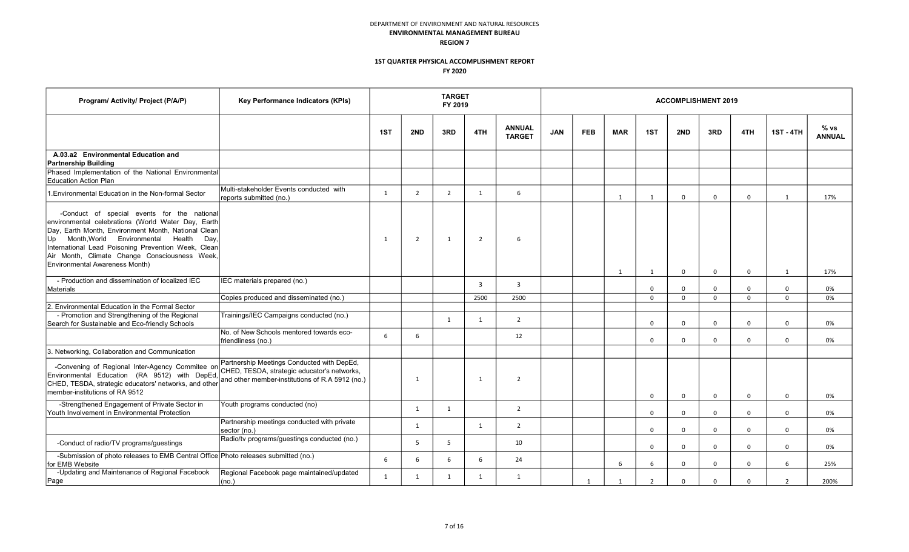DEPARTMENT OF ENVIRONMENT AND NATURAL RESOURCES

**ENVIRONMENTAL MANAGEMENT BUREAU**

**REGION 7**

**1ST QUARTER PHYSICAL ACCOMPLISHMENT REPORT**

**FY 2020**

| Program/ Activity/ Project (P/A/P) | Key Performance Indicators (KPIs) | TARGET FY 2019 | | | | | ACCOMPLISHMENT 2019 | | | | | | | | |
|---|---|---|---|---|---|---|---|---|---|---|---|---|---|---|---|
| | | 1ST | 2ND | 3RD | 4TH | ANNUAL TARGET | JAN | FEB | MAR | 1ST | 2ND | 3RD | 4TH | 1ST - 4TH | % vs ANNUAL |
| **A.03.a2 Environmental Education and Partnership Building** | | | | | | | | | | | | | | | |
| Phased Implementation of the National Environmental Education Action Plan | | | | | | | | | | | | | | | |
| 1.Environmental Education in the Non-formal Sector | Multi-stakeholder Events conducted with reports submitted (no.) | 1 | 2 | 2 | 1 | 6 | | | 1 | 1 | 0 | 0 | 0 | 1 | 17% |
| -Conduct of special events for the national environmental celebrations (World Water Day, Earth Day, Earth Month, Environment Month, National Clean Up Month,World Environmental Health Day, International Lead Poisoning Prevention Week, Clean Air Month, Climate Change Consciousness Week, Environmental Awareness Month) | | 1 | 2 | 1 | 2 | 6 | | | 1 | 1 | 0 | 0 | 0 | 1 | 17% |
| - Production and dissemination of localized IEC Materials | IEC materials prepared (no.) | | | | 3 | 3 | | | | 0 | 0 | 0 | 0 | 0 | 0% |
| | Copies produced and disseminated (no.) | | | | 2500 | 2500 | | | | 0 | 0 | 0 | 0 | 0 | 0% |
| 2. Environmental Education in the Formal Sector | | | | | | | | | | | | | | | |
| - Promotion and Strengthening of the Regional Search for Sustainable and Eco-friendly Schools | Trainings/IEC Campaigns conducted (no.) | | | 1 | 1 | 2 | | | | 0 | 0 | 0 | 0 | 0 | 0% |
| | No. of New Schools mentored towards eco-friendliness (no.) | 6 | 6 | | | 12 | | | | 0 | 0 | 0 | 0 | 0 | 0% |
| 3. Networking, Collaboration and Communication | | | | | | | | | | | | | | | |
| -Convening of Regional Inter-Agency Commitee on Environmental Education (RA 9512) with DepEd, CHED, TESDA, strategic educators' networks, and other member-institutions of RA 9512 | Partnership Meetings Conducted with DepEd, CHED, TESDA, strategic educator's networks, and other member-institutions of R.A 5912 (no.) | | 1 | | 1 | 2 | | | | 0 | 0 | 0 | 0 | 0 | 0% |
| -Strengthened Engagement of Private Sector in Youth Involvement in Environmental Protection | Youth programs conducted (no) | | 1 | 1 | | 2 | | | | 0 | 0 | 0 | 0 | 0 | 0% |
| | Partnership meetings conducted with private sector (no.) | | 1 | | 1 | 2 | | | | 0 | 0 | 0 | 0 | 0 | 0% |
| -Conduct of radio/TV programs/guestings | Radio/tv programs/guestings conducted (no.) | | 5 | 5 | | 10 | | | | 0 | 0 | 0 | 0 | 0 | 0% |
| -Submission of photo releases to EMB Central Office for EMB Website | Photo releases submitted (no.) | 6 | 6 | 6 | 6 | 24 | | | 6 | 6 | 0 | 0 | 0 | 6 | 25% |
| -Updating and Maintenance of Regional Facebook Page | Regional Facebook page maintained/updated (no.) | 1 | 1 | 1 | 1 | 1 | | 1 | 1 | 2 | 0 | 0 | 0 | 2 | 200% |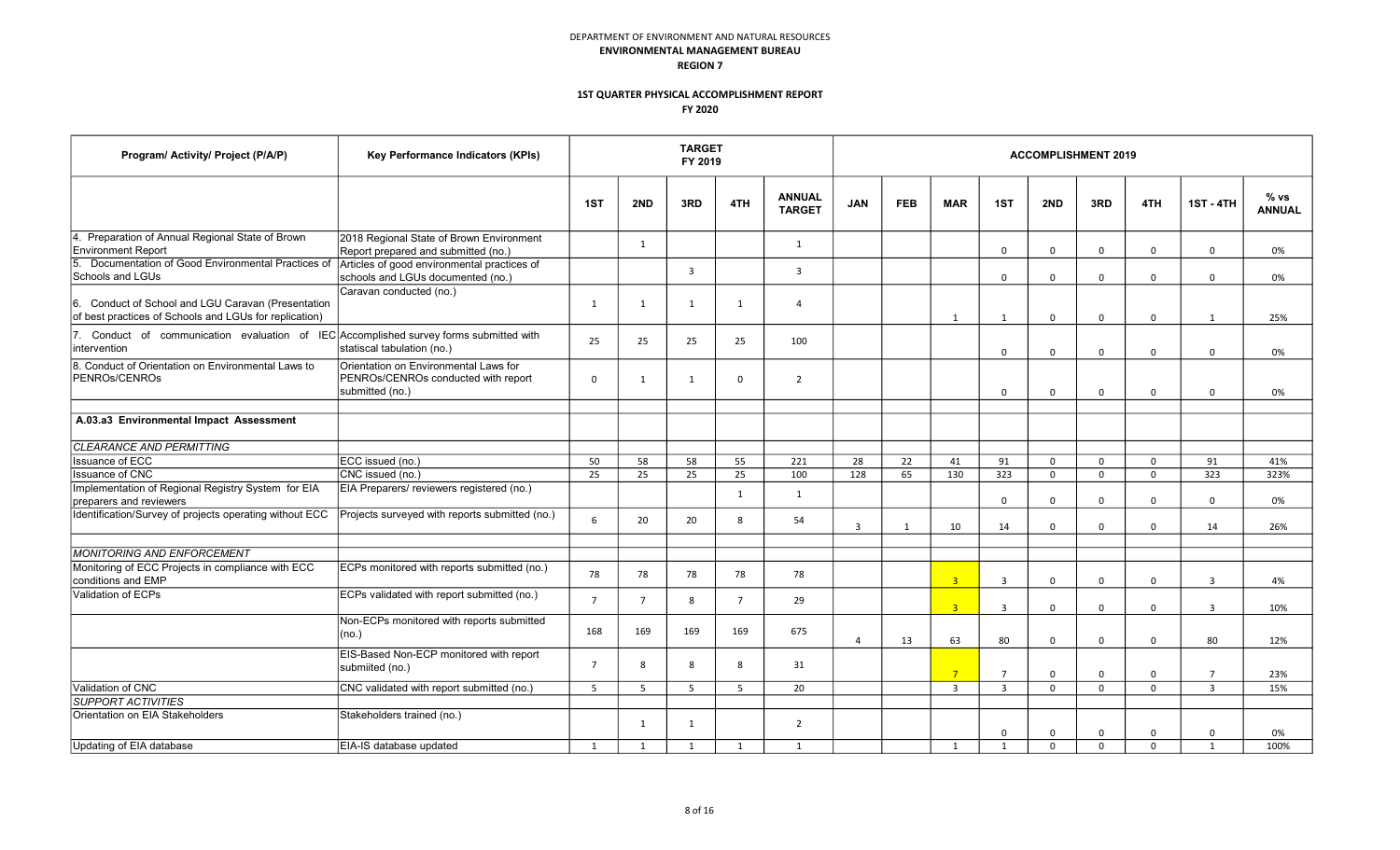DEPARTMENT OF ENVIRONMENT AND NATURAL RESOURCES
**ENVIRONMENTAL MANAGEMENT BUREAU**
**REGION 7**

**1ST QUARTER PHYSICAL ACCOMPLISHMENT REPORT**
**FY 2020**

| Program/ Activity/ Project (P/A/P) | Key Performance Indicators (KPIs) | TARGET FY 2019 | | | | | ACCOMPLISHMENT 2019 | | | | | | | | |
|---|---|---|---|---|---|---|---|---|---|---|---|---|---|---|---|
| | | 1ST | 2ND | 3RD | 4TH | ANNUAL TARGET | JAN | FEB | MAR | 1ST | 2ND | 3RD | 4TH | 1ST - 4TH | % vs ANNUAL |
| 4. Preparation of Annual Regional State of Brown Environment Report | 2018 Regional State of Brown Environment Report prepared and submitted (no.) | | 1 | | | 1 | | | | 0 | 0 | 0 | 0 | 0 | 0% |
| 5. Documentation of Good Environmental Practices of Schools and LGUs | Articles of good environmental practices of schools and LGUs documented (no.) | | | 3 | | 3 | | | | 0 | 0 | 0 | 0 | 0 | 0% |
| 6. Conduct of School and LGU Caravan (Presentation of best practices of Schools and LGUs for replication) | Caravan conducted (no.) | 1 | 1 | 1 | 1 | 4 | | | 1 | 1 | 0 | 0 | 0 | 1 | 25% |
| 7. Conduct of communication evaluation of IEC intervention | Accomplished survey forms submitted with statiscal tabulation (no.) | 25 | 25 | 25 | 25 | 100 | | | | 0 | 0 | 0 | 0 | 0 | 0% |
| 8. Conduct of Orientation on Environmental Laws to PENROs/CENROs | Orientation on Environmental Laws for PENROs/CENROs conducted with report submitted (no.) | 0 | 1 | 1 | 0 | 2 | | | | 0 | 0 | 0 | 0 | 0 | 0% |
| | | | | | | | | | | | | | | | |
| **A.03.a3 Environmental Impact Assessment** | | | | | | | | | | | | | | | |
| *CLEARANCE AND PERMITTING* | | | | | | | | | | | | | | | |
| Issuance of ECC | ECC issued (no.) | 50 | 58 | 58 | 55 | 221 | 28 | 22 | 41 | 91 | 0 | 0 | 0 | 91 | 41% |
| Issuance of CNC | CNC issued (no.) | 25 | 25 | 25 | 25 | 100 | 128 | 65 | 130 | 323 | 0 | 0 | 0 | 323 | 323% |
| Implementation of Regional Registry System for EIA preparers and reviewers | EIA Preparers/ reviewers registered (no.) | | | | 1 | 1 | | | | 0 | 0 | 0 | 0 | 0 | 0% |
| Identification/Survey of projects operating without ECC | Projects surveyed with reports submitted (no.) | 6 | 20 | 20 | 8 | 54 | 3 | 1 | 10 | 14 | 0 | 0 | 0 | 14 | 26% |
| | | | | | | | | | | | | | | | |
| *MONITORING AND ENFORCEMENT* | | | | | | | | | | | | | | | |
| Monitoring of ECC Projects in compliance with ECC conditions and EMP | ECPs monitored with reports submitted (no.) | 78 | 78 | 78 | 78 | 78 | | | 3 | 3 | 0 | 0 | 0 | 3 | 4% |
| Validation of ECPs | ECPs validated with report submitted (no.) | 7 | 7 | 8 | 7 | 29 | | | 3 | 3 | 0 | 0 | 0 | 3 | 10% |
| | Non-ECPs monitored with reports submitted (no.) | 168 | 169 | 169 | 169 | 675 | 4 | 13 | 63 | 80 | 0 | 0 | 0 | 80 | 12% |
| | EIS-Based Non-ECP monitored with report submiited (no.) | 7 | 8 | 8 | 8 | 31 | | | 7 | 7 | 0 | 0 | 0 | 7 | 23% |
| Validation of CNC | CNC validated with report submitted (no.) | 5 | 5 | 5 | 5 | 20 | | | 3 | 3 | 0 | 0 | 0 | 3 | 15% |
| *SUPPORT ACTIVITIES* | | | | | | | | | | | | | | | |
| Orientation on EIA Stakeholders | Stakeholders trained (no.) | | 1 | 1 | | 2 | | | | 0 | 0 | 0 | 0 | 0 | 0% |
| Updating of EIA database | EIA-IS database updated | 1 | 1 | 1 | 1 | 1 | | | 1 | 1 | 0 | 0 | 0 | 1 | 100% |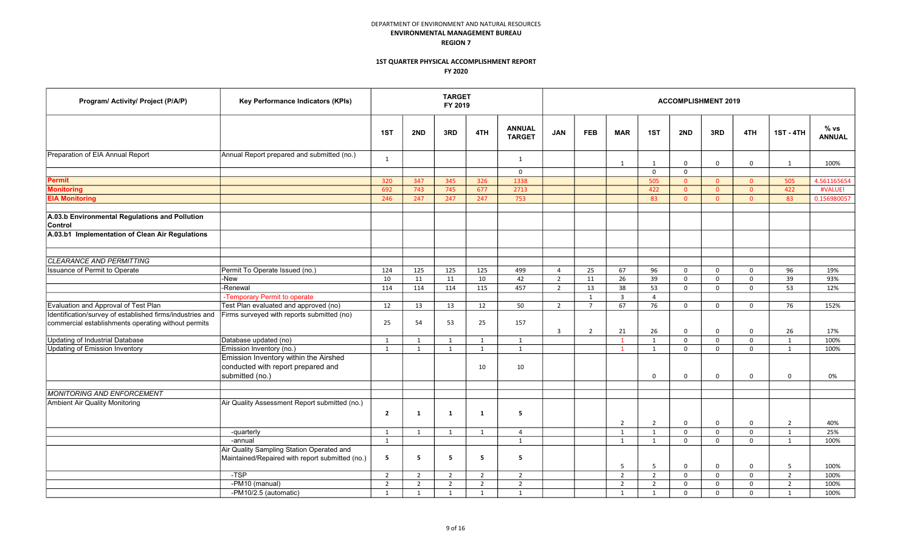DEPARTMENT OF ENVIRONMENT AND NATURAL RESOURCES

**ENVIRONMENTAL MANAGEMENT BUREAU**

**REGION 7**

**1ST QUARTER PHYSICAL ACCOMPLISHMENT REPORT**

**FY 2020**

| Program/ Activity/ Project (P/A/P) | Key Performance Indicators (KPIs) | TARGET FY 2019 | | | | | ACCOMPLISHMENT 2019 | | | | | | | | |
|---|---|---|---|---|---|---|---|---|---|---|---|---|---|---|---|
| | | 1ST | 2ND | 3RD | 4TH | ANNUAL TARGET | JAN | FEB | MAR | 1ST | 2ND | 3RD | 4TH | 1ST - 4TH | % vs ANNUAL |
| Preparation of EIA Annual Report | Annual Report prepared and submitted (no.) | 1 | | | | 1 | | | 1 | 1 | 0 | 0 | 0 | 1 | 100% |
| | | | | | | 0 | | | | 0 | 0 | | | | |
| **Permit** | | 320 | 347 | 345 | 326 | 1338 | | | | 505 | 0 | 0 | 0 | 505 | 4.561165654 |
| **Monitoring** | | 692 | 743 | 745 | 677 | 2713 | | | | 422 | 0 | 0 | 0 | 422 | #VALUE! |
| **EIA Monitoring** | | 246 | 247 | 247 | 247 | 753 | | | | 83 | 0 | 0 | 0 | 83 | 0.156980057 |
| | | | | | | | | | | | | | | | |
| **A.03.b Environmental Regulations and Pollution Control** | | | | | | | | | | | | | | | |
| **A.03.b1 Implementation of Clean Air Regulations** | | | | | | | | | | | | | | | |
| | | | | | | | | | | | | | | | |
| *CLEARANCE AND PERMITTING* | | | | | | | | | | | | | | | |
| Issuance of Permit to Operate | Permit To Operate Issued (no.) | 124 | 125 | 125 | 125 | 499 | 4 | 25 | 67 | 96 | 0 | 0 | 0 | 96 | 19% |
| | -New | 10 | 11 | 11 | 10 | 42 | 2 | 11 | 26 | 39 | 0 | 0 | 0 | 39 | 93% |
| | -Renewal | 114 | 114 | 114 | 115 | 457 | 2 | 13 | 38 | 53 | 0 | 0 | 0 | 53 | 12% |
| | -Temporary Permit to operate | | | | | | | 1 | 3 | 4 | | | | | |
| Evaluation and Approval of Test Plan | Test Plan evaluated and approved (no) | 12 | 13 | 13 | 12 | 50 | 2 | 7 | 67 | 76 | 0 | 0 | 0 | 76 | 152% |
| Identification/survey of established firms/industries and commercial establishments operating without permits | Firms surveyed with reports submitted (no) | 25 | 54 | 53 | 25 | 157 | 3 | 2 | 21 | 26 | 0 | 0 | 0 | 26 | 17% |
| Updating of Industrial Database | Database updated (no) | 1 | 1 | 1 | 1 | 1 | | | 1 | 1 | 0 | 0 | 0 | 1 | 100% |
| Updating of Emission Inventory | Emission Inventory (no.) | 1 | 1 | 1 | 1 | 1 | | | 1 | 1 | 0 | 0 | 0 | 1 | 100% |
| | Emission Inventory within the Airshed conducted with report prepared and submitted (no.) | | | | 10 | 10 | | | | 0 | 0 | 0 | 0 | 0 | 0% |
| | | | | | | | | | | | | | | | |
| *MONITORING AND ENFORCEMENT* | | | | | | | | | | | | | | | |
| Ambient Air Quality Monitoring | Air Quality Assessment Report submitted (no.) | **2** | **1** | **1** | **1** | **5** | | | 2 | 2 | 0 | 0 | 0 | 2 | 40% |
| | -quarterly | 1 | 1 | 1 | 1 | 4 | | | 1 | 1 | 0 | 0 | 0 | 1 | 25% |
| | -annual | 1 | | | | 1 | | | 1 | 1 | 0 | 0 | 0 | 1 | 100% |
| | Air Quality Sampling Station Operated and Maintained/Repaired with report submitted (no.) | **5** | **5** | **5** | **5** | **5** | | | 5 | 5 | 0 | 0 | 0 | 5 | 100% |
| | -TSP | 2 | 2 | 2 | 2 | 2 | | | 2 | 2 | 0 | 0 | 0 | 2 | 100% |
| | -PM10 (manual) | 2 | 2 | 2 | 2 | 2 | | | 2 | 2 | 0 | 0 | 0 | 2 | 100% |
| | -PM10/2.5 (automatic) | 1 | 1 | 1 | 1 | 1 | | | 1 | 1 | 0 | 0 | 0 | 1 | 100% |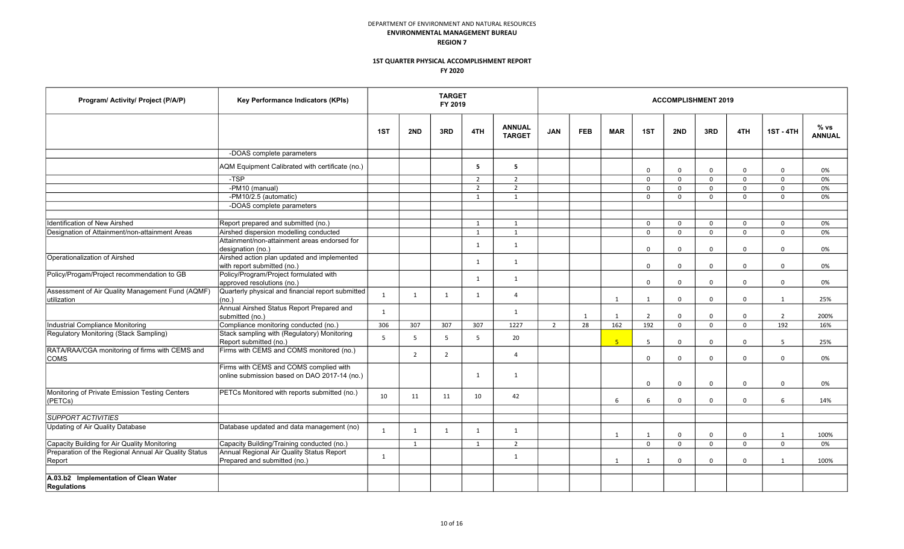DEPARTMENT OF ENVIRONMENT AND NATURAL RESOURCES

**ENVIRONMENTAL MANAGEMENT BUREAU**

**REGION 7**

**1ST QUARTER PHYSICAL ACCOMPLISHMENT REPORT**

**FY 2020**

| Program/ Activity/ Project (P/A/P) | Key Performance Indicators (KPIs) | TARGET FY 2019 | | | | | ACCOMPLISHMENT 2019 | | | | | | | | |
|---|---|---|---|---|---|---|---|---|---|---|---|---|---|---|---|
| | | 1ST | 2ND | 3RD | 4TH | ANNUAL TARGET | JAN | FEB | MAR | 1ST | 2ND | 3RD | 4TH | 1ST - 4TH | % vs ANNUAL |
| | -DOAS complete parameters | | | | | | | | | | | | | | |
| | AQM Equipment Calibrated with certificate (no.) | | | | 5 | 5 | | | | 0 | 0 | 0 | 0 | 0 | 0% |
| | -TSP | | | | 2 | 2 | | | | 0 | 0 | 0 | 0 | 0 | 0% |
| | -PM10 (manual) | | | | 2 | 2 | | | | 0 | 0 | 0 | 0 | 0 | 0% |
| | -PM10/2.5 (automatic) | | | | 1 | 1 | | | | 0 | 0 | 0 | 0 | 0 | 0% |
| | -DOAS complete parameters | | | | | | | | | | | | | | |
| | | | | | | | | | | | | | | | |
| Identification of New Airshed | Report prepared and submitted (no.) | | | | 1 | 1 | | | | 0 | 0 | 0 | 0 | 0 | 0% |
| Designation of Attainment/non-attainment Areas | Airshed dispersion modelling conducted | | | | 1 | 1 | | | | 0 | 0 | 0 | 0 | 0 | 0% |
| | Attainment/non-attainment areas endorsed for designation (no.) | | | | 1 | 1 | | | | 0 | 0 | 0 | 0 | 0 | 0% |
| Operationalization of Airshed | Airshed action plan updated and implemented with report submitted (no.) | | | | 1 | 1 | | | | 0 | 0 | 0 | 0 | 0 | 0% |
| Policy/Progam/Project recommendation to GB | Policy/Program/Project formulated with approved resolutions (no.) | | | | 1 | 1 | | | | 0 | 0 | 0 | 0 | 0 | 0% |
| Assessment of Air Quality Management Fund (AQMF) utilization | Quarterly physical and financial report submitted (no.) | 1 | 1 | 1 | 1 | 4 | | | 1 | 1 | 0 | 0 | 0 | 1 | 25% |
| | Annual Airshed Status Report Prepared and submitted (no.) | 1 | | | | 1 | | 1 | 1 | 2 | 0 | 0 | 0 | 2 | 200% |
| Industrial Compliance Monitoring | Compliance monitoring conducted (no.) | 306 | 307 | 307 | 307 | 1227 | 2 | 28 | 162 | 192 | 0 | 0 | 0 | 192 | 16% |
| Regulatory Monitoring (Stack Sampling) | Stack sampling with (Regulatory) Monitoring Report submitted (no.) | 5 | 5 | 5 | 5 | 20 | | | 5 | 5 | 0 | 0 | 0 | 5 | 25% |
| RATA/RAA/CGA monitoring of firms with CEMS and COMS | Firms with CEMS and COMS monitored (no.) | | 2 | 2 | | 4 | | | | 0 | 0 | 0 | 0 | 0 | 0% |
| | Firms with CEMS and COMS complied with online submission based on DAO 2017-14 (no.) | | | | 1 | 1 | | | | 0 | 0 | 0 | 0 | 0 | 0% |
| Monitoring of Private Emission Testing Centers (PETCs) | PETCs Monitored with reports submitted (no.) | 10 | 11 | 11 | 10 | 42 | | | 6 | 6 | 0 | 0 | 0 | 6 | 14% |
| | | | | | | | | | | | | | | | |
| *SUPPORT ACTIVITIES* | | | | | | | | | | | | | | | |
| Updating of Air Quality Database | Database updated and data management (no) | 1 | 1 | 1 | 1 | 1 | | | 1 | 1 | 0 | 0 | 0 | 1 | 100% |
| Capacity Building for Air Quality Monitoring | Capacity Building/Training conducted (no.) | | 1 | | 1 | 2 | | | | 0 | 0 | 0 | 0 | 0 | 0% |
| Preparation of the Regional Annual Air Quality Status Report | Annual Regional Air Quality Status Report Prepared and submitted (no.) | 1 | | | | 1 | | | 1 | 1 | 0 | 0 | 0 | 1 | 100% |
| | | | | | | | | | | | | | | | |
| **A.03.b2 Implementation of Clean Water Regulations** | | | | | | | | | | | | | | | |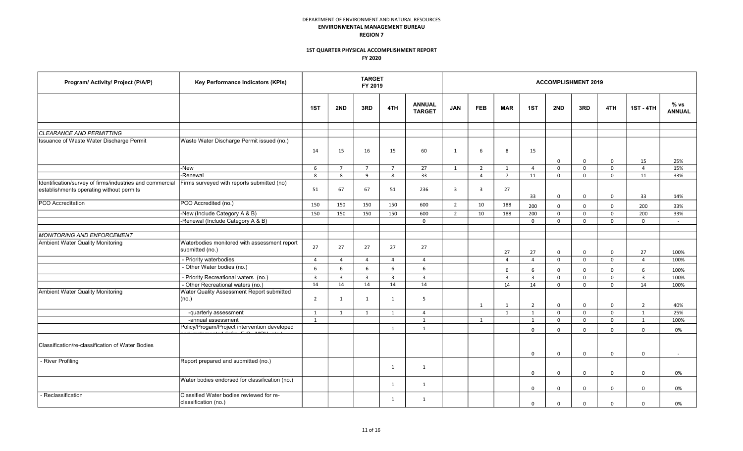DEPARTMENT OF ENVIRONMENT AND NATURAL RESOURCES
**ENVIRONMENTAL MANAGEMENT BUREAU**
**REGION 7**

**1ST QUARTER PHYSICAL ACCOMPLISHMENT REPORT**
**FY 2020**

| Program/ Activity/ Project (P/A/P) | Key Performance Indicators (KPIs) | TARGET FY 2019 | | | | | ACCOMPLISHMENT 2019 | | | | | | | | |
|---|---|---|---|---|---|---|---|---|---|---|---|---|---|---|---|
| | | 1ST | 2ND | 3RD | 4TH | ANNUAL TARGET | JAN | FEB | MAR | 1ST | 2ND | 3RD | 4TH | 1ST - 4TH | % vs ANNUAL |
| | | | | | | | | | | | | | | | |
| *CLEARANCE AND PERMITTING* | | | | | | | | | | | | | | | |
| Issuance of Waste Water Discharge Permit | Waste Water Discharge Permit issued (no.) | 14 | 15 | 16 | 15 | 60 | 1 | 6 | 8 | 15 | 0 | 0 | 0 | 15 | 25% |
| | -New | 6 | 7 | 7 | 7 | 27 | 1 | 2 | 1 | 4 | 0 | 0 | 0 | 4 | 15% |
| | -Renewal | 8 | 8 | 9 | 8 | 33 | | 4 | 7 | 11 | 0 | 0 | 0 | 11 | 33% |
| Identification/survey of firms/industries and commercial establishments operating without permits | Firms surveyed with reports submitted (no) | 51 | 67 | 67 | 51 | 236 | 3 | 3 | 27 | 33 | 0 | 0 | 0 | 33 | 14% |
| PCO Accreditation | PCO Accredited (no.) | 150 | 150 | 150 | 150 | 600 | 2 | 10 | 188 | 200 | 0 | 0 | 0 | 200 | 33% |
| | -New (Include Category A & B) | 150 | 150 | 150 | 150 | 600 | 2 | 10 | 188 | 200 | 0 | 0 | 0 | 200 | 33% |
| | -Renewal (Include Category A & B) | | | | | 0 | | | | 0 | 0 | 0 | 0 | 0 | - |
| | | | | | | | | | | | | | | | |
| *MONITORING AND ENFORCEMENT* | | | | | | | | | | | | | | | |
| Ambient Water Quality Monitoring | Waterbodies monitored with assessment report submitted (no.) | 27 | 27 | 27 | 27 | 27 | | | 27 | 27 | 0 | 0 | 0 | 27 | 100% |
| | - Priority waterbodies | 4 | 4 | 4 | 4 | 4 | | | 4 | 4 | 0 | 0 | 0 | 4 | 100% |
| | - Other Water bodies (no.) | 6 | 6 | 6 | 6 | 6 | | | 6 | 6 | 0 | 0 | 0 | 6 | 100% |
| | - Priority Recreational waters (no.) | 3 | 3 | 3 | 3 | 3 | | | 3 | 3 | 0 | 0 | 0 | 3 | 100% |
| | - Other Recreational waters (no.) | 14 | 14 | 14 | 14 | 14 | | | 14 | 14 | 0 | 0 | 0 | 14 | 100% |
| Ambient Water Quality Monitoring | Water Quality Assessment Report submitted (no.) | 2 | 1 | 1 | 1 | 5 | | 1 | 1 | 2 | 0 | 0 | 0 | 2 | 40% |
| | -quarterly assessment | 1 | 1 | 1 | 1 | 4 | | | 1 | 1 | 0 | 0 | 0 | 1 | 25% |
| | -annual assessment | 1 | | | | 1 | | 1 | | 1 | 0 | 0 | 0 | 1 | 100% |
| | Policy/Progam/Project intervention developed and implemented (infra, E.O., MOU, etc.) | | | | 1 | 1 | | | | 0 | 0 | 0 | 0 | 0 | 0% |
| Classification/re-classification of Water Bodies | | | | | | | | | | 0 | 0 | 0 | 0 | 0 | - |
| - River Profiling | Report prepared and submitted (no.) | | | | 1 | 1 | | | | 0 | 0 | 0 | 0 | 0 | 0% |
| | Water bodies endorsed for classification (no.) | | | | 1 | 1 | | | | 0 | 0 | 0 | 0 | 0 | 0% |
| - Reclassification | Classified Water bodies reviewed for re-classification (no.) | | | | 1 | 1 | | | | 0 | 0 | 0 | 0 | 0 | 0% |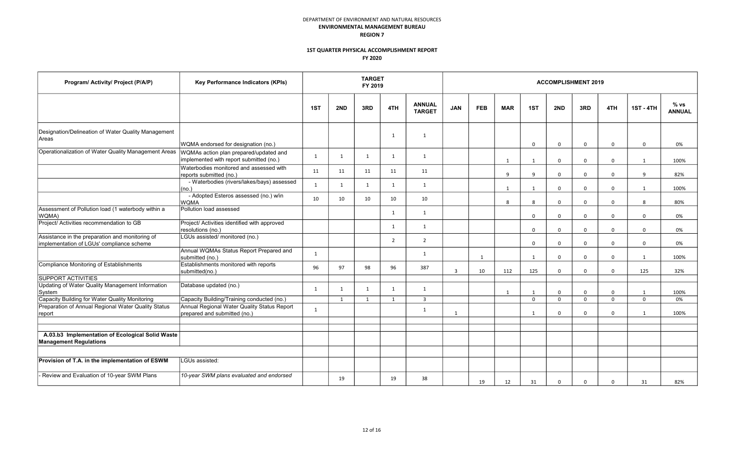DEPARTMENT OF ENVIRONMENT AND NATURAL RESOURCES
**ENVIRONMENTAL MANAGEMENT BUREAU**
**REGION 7**

**1ST QUARTER PHYSICAL ACCOMPLISHMENT REPORT**
**FY 2020**

| Program/ Activity/ Project (P/A/P) | Key Performance Indicators (KPIs) | TARGET FY 2019 | | | | | ACCOMPLISHMENT 2019 | | | | | | | | |
|---|---|---|---|---|---|---|---|---|---|---|---|---|---|---|---|
| | | 1ST | 2ND | 3RD | 4TH | ANNUAL TARGET | JAN | FEB | MAR | 1ST | 2ND | 3RD | 4TH | 1ST - 4TH | % vs ANNUAL |
| Designation/Delineation of Water Quality Management Areas | WQMA endorsed for designation (no.) | | | | 1 | 1 | | | | 0 | 0 | 0 | 0 | 0 | 0% |
| Operationalization of Water Quality Management Areas | WQMAs action plan prepared/updated and implemented with report submitted (no.) | 1 | 1 | 1 | 1 | 1 | | | 1 | 1 | 0 | 0 | 0 | 1 | 100% |
| | Waterbodies monitored and assessed with reports submitted (no.) | 11 | 11 | 11 | 11 | 11 | | | 9 | 9 | 0 | 0 | 0 | 9 | 82% |
| | - Waterbodies (rivers/lakes/bays) assessed (no.) | 1 | 1 | 1 | 1 | 1 | | | 1 | 1 | 0 | 0 | 0 | 1 | 100% |
| | - Adopted Esteros assessed (no.) w/in WQMA | 10 | 10 | 10 | 10 | 10 | | | 8 | 8 | 0 | 0 | 0 | 8 | 80% |
| Assessment of Pollution load (1 waterbody within a WQMA) | Pollution load assessed | | | | 1 | 1 | | | | 0 | 0 | 0 | 0 | 0 | 0% |
| Project/ Activities recommendation to GB | Project/ Activities identified with approved resolutions (no.) | | | | 1 | 1 | | | | 0 | 0 | 0 | 0 | 0 | 0% |
| Assistance in the preparation and monitoring of implementation of LGUs' compliance scheme | LGUs assisted/ monitored (no.) | | | | 2 | 2 | | | | 0 | 0 | 0 | 0 | 0 | 0% |
| | Annual WQMAs Status Report Prepared and submitted (no.) | 1 | | | | 1 | | 1 | | 1 | 0 | 0 | 0 | 1 | 100% |
| Compliance Monitoring of Establishments | Establishments monitored with reports submitted(no.) | 96 | 97 | 98 | 96 | 387 | 3 | 10 | 112 | 125 | 0 | 0 | 0 | 125 | 32% |
| SUPPORT ACTIVITIES | | | | | | | | | | | | | | | |
| Updating of Water Quality Management Information System | Database updated (no.) | 1 | 1 | 1 | 1 | 1 | | | 1 | 1 | 0 | 0 | 0 | 1 | 100% |
| Capacity Building for Water Quality Monitoring | Capacity Building/Training conducted (no.) | | 1 | 1 | 1 | 3 | | | | 0 | 0 | 0 | 0 | 0 | 0% |
| Preparation of Annual Regional Water Quality Status report | Annual Regional Water Quality Status Report prepared and submitted (no.) | 1 | | | | 1 | 1 | | | 1 | 0 | 0 | 0 | 1 | 100% |
| | | | | | | | | | | | | | | | |
| | | | | | | | | | | | | | | | |
| **A.03.b3 Implementation of Ecological Solid Waste Management Regulations** | | | | | | | | | | | | | | | |
| | | | | | | | | | | | | | | | |
| **Provision of T.A. in the implementation of ESWM** | LGUs assisted: | | | | | | | | | | | | | | |
| - Review and Evaluation of 10-year SWM Plans | *10-year SWM plans evaluated and endorsed* | | 19 | | 19 | 38 | | 19 | 12 | 31 | 0 | 0 | 0 | 31 | 82% |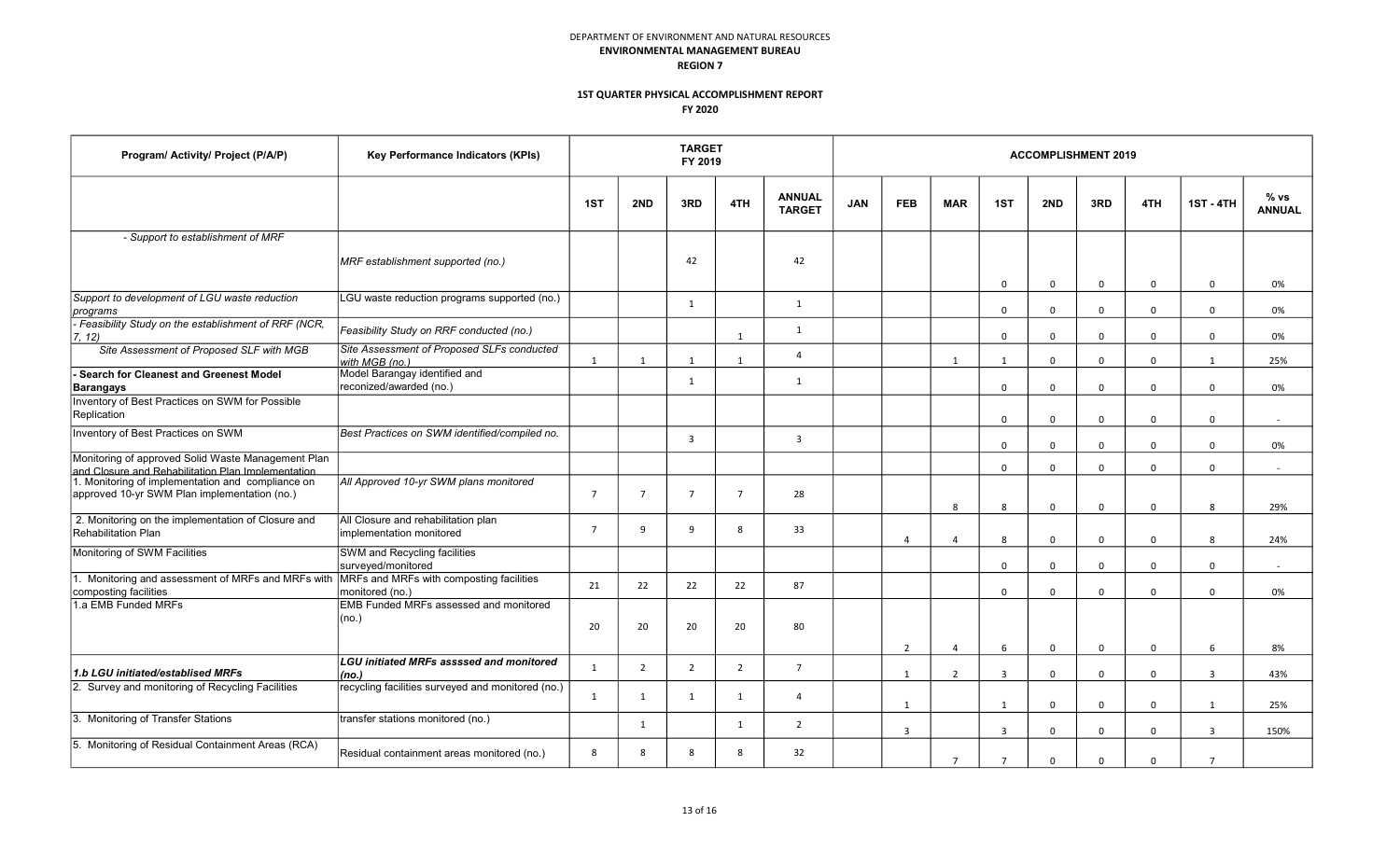DEPARTMENT OF ENVIRONMENT AND NATURAL RESOURCES
**ENVIRONMENTAL MANAGEMENT BUREAU**
**REGION 7**

**1ST QUARTER PHYSICAL ACCOMPLISHMENT REPORT**
**FY 2020**

| Program/ Activity/ Project (P/A/P) | Key Performance Indicators (KPIs) | TARGET FY 2019 | | | | | ACCOMPLISHMENT 2019 | | | | | | | | |
|---|---|---|---|---|---|---|---|---|---|---|---|---|---|---|---|
| | | 1ST | 2ND | 3RD | 4TH | ANNUAL TARGET | JAN | FEB | MAR | 1ST | 2ND | 3RD | 4TH | 1ST - 4TH | % vs ANNUAL |
| *- Support to establishment of MRF* | *MRF establishment supported (no.)* | | | 42 | | 42 | | | | 0 | 0 | 0 | 0 | 0 | 0% |
| *Support to development of LGU waste reduction programs* | LGU waste reduction programs supported (no.) | | | 1 | | 1 | | | | 0 | 0 | 0 | 0 | 0 | 0% |
| *- Feasibility Study on the establishment of RRF (NCR, 7, 12)* | *Feasibility Study on RRF conducted (no.)* | | | | 1 | 1 | | | | 0 | 0 | 0 | 0 | 0 | 0% |
| *Site Assessment of Proposed SLF with MGB* | *Site Assessment of Proposed SLFs conducted with MGB (no.)* | 1 | 1 | 1 | 1 | 4 | | | 1 | 1 | 0 | 0 | 0 | 1 | 25% |
| **- Search for Cleanest and Greenest Model Barangays** | Model Barangay identified and reconized/awarded (no.) | | | 1 | | 1 | | | | 0 | 0 | 0 | 0 | 0 | 0% |
| Inventory of Best Practices on SWM for Possible Replication | | | | | | | | | | 0 | 0 | 0 | 0 | 0 | - |
| Inventory of Best Practices on SWM | *Best Practices on SWM identified/compiled no.* | | | 3 | | 3 | | | | 0 | 0 | 0 | 0 | 0 | 0% |
| Monitoring of approved Solid Waste Management Plan and Closure and Rehabilitation Plan Implementation | | | | | | | | | | 0 | 0 | 0 | 0 | 0 | - |
| 1. Monitoring of implementation and compliance on approved 10-yr SWM Plan implementation (no.) | *All Approved 10-yr SWM plans monitored* | 7 | 7 | 7 | 7 | 28 | | | 8 | 8 | 0 | 0 | 0 | 8 | 29% |
| 2. Monitoring on the implementation of Closure and Rehabilitation Plan | All Closure and rehabilitation plan implementation monitored | 7 | 9 | 9 | 8 | 33 | | 4 | 4 | 8 | 0 | 0 | 0 | 8 | 24% |
| Monitoring of SWM Facilities | SWM and Recycling facilities surveyed/monitored | | | | | | | | | 0 | 0 | 0 | 0 | 0 | - |
| 1. Monitoring and assessment of MRFs and MRFs with composting facilities | MRFs and MRFs with composting facilities monitored (no.) | 21 | 22 | 22 | 22 | 87 | | | | 0 | 0 | 0 | 0 | 0 | 0% |
| 1.a EMB Funded MRFs | EMB Funded MRFs assessed and monitored (no.) | 20 | 20 | 20 | 20 | 80 | | 2 | 4 | 6 | 0 | 0 | 0 | 6 | 8% |
| ***1.b LGU initiated/establised MRFs*** | ***LGU initiated MRFs assssed and monitored (no.)*** | 1 | 2 | 2 | 2 | 7 | | 1 | 2 | 3 | 0 | 0 | 0 | 3 | 43% |
| 2. Survey and monitoring of Recycling Facilities | recycling facilities surveyed and monitored (no.) | 1 | 1 | 1 | 1 | 4 | | 1 | | 1 | 0 | 0 | 0 | 1 | 25% |
| 3. Monitoring of Transfer Stations | transfer stations monitored (no.) | | 1 | | 1 | 2 | | 3 | | 3 | 0 | 0 | 0 | 3 | 150% |
| 5. Monitoring of Residual Containment Areas (RCA) | Residual containment areas monitored (no.) | 8 | 8 | 8 | 8 | 32 | | | 7 | 7 | 0 | 0 | 0 | 7 | |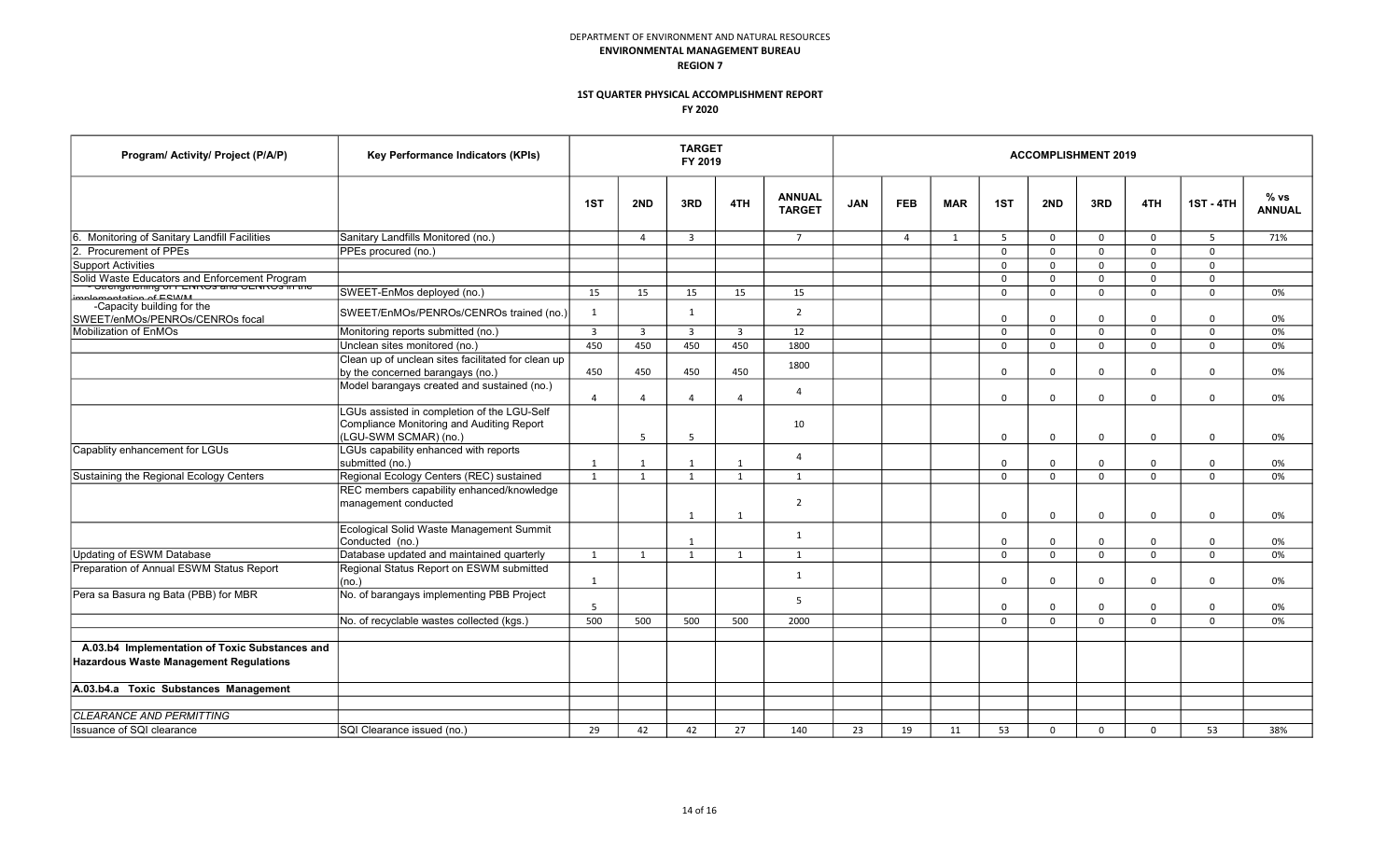DEPARTMENT OF ENVIRONMENT AND NATURAL RESOURCES
**ENVIRONMENTAL MANAGEMENT BUREAU**
**REGION 7**

**1ST QUARTER PHYSICAL ACCOMPLISHMENT REPORT**
**FY 2020**

| Program/ Activity/ Project (P/A/P) | Key Performance Indicators (KPIs) | TARGET FY 2019 | | | | | ACCOMPLISHMENT 2019 | | | | | | | | |
|---|---|---|---|---|---|---|---|---|---|---|---|---|---|---|---|
| | | 1ST | 2ND | 3RD | 4TH | ANNUAL TARGET | JAN | FEB | MAR | 1ST | 2ND | 3RD | 4TH | 1ST - 4TH | % vs ANNUAL |
| 6. Monitoring of Sanitary Landfill Facilities | Sanitary Landfills Monitored (no.) | | 4 | 3 | | 7 | | 4 | 1 | 5 | 0 | 0 | 0 | 5 | 71% |
| 2. Procurement of PPEs | PPEs procured (no.) | | | | | | | | | 0 | 0 | 0 | 0 | 0 | |
| Support Activities | | | | | | | | | | 0 | 0 | 0 | 0 | 0 | |
| Solid Waste Educators and Enforcement Program | | | | | | | | | | 0 | 0 | 0 | 0 | 0 | |
| -Strengthening of PENROs and CENROs in the implementation of ESWM | SWEET-EnMos deployed (no.) | 15 | 15 | 15 | 15 | 15 | | | | 0 | 0 | 0 | 0 | 0 | 0% |
| -Capacity building for the SWEET/enMOs/PENROs/CENROs focal | SWEET/EnMOs/PENROs/CENROs trained (no.) | 1 | | 1 | | 2 | | | | 0 | 0 | 0 | 0 | 0 | 0% |
| Mobilization of EnMOs | Monitoring reports submitted (no.) | 3 | 3 | 3 | 3 | 12 | | | | 0 | 0 | 0 | 0 | 0 | 0% |
| | Unclean sites monitored (no.) | 450 | 450 | 450 | 450 | 1800 | | | | 0 | 0 | 0 | 0 | 0 | 0% |
| | Clean up of unclean sites facilitated for clean up by the concerned barangays (no.) | 450 | 450 | 450 | 450 | 1800 | | | | 0 | 0 | 0 | 0 | 0 | 0% |
| | Model barangays created and sustained (no.) | 4 | 4 | 4 | 4 | 4 | | | | 0 | 0 | 0 | 0 | 0 | 0% |
| | LGUs assisted in completion of the LGU-Self Compliance Monitoring and Auditing Report (LGU-SWM SCMAR) (no.) | | 5 | 5 | | 10 | | | | 0 | 0 | 0 | 0 | 0 | 0% |
| Capablity enhancement for LGUs | LGUs capability enhanced with reports submitted (no.) | 1 | 1 | 1 | 1 | 4 | | | | 0 | 0 | 0 | 0 | 0 | 0% |
| Sustaining the Regional Ecology Centers | Regional Ecology Centers (REC) sustained | 1 | 1 | 1 | 1 | 1 | | | | 0 | 0 | 0 | 0 | 0 | 0% |
| | REC members capability enhanced/knowledge management conducted | | | 1 | 1 | 2 | | | | 0 | 0 | 0 | 0 | 0 | 0% |
| | Ecological Solid Waste Management Summit Conducted (no.) | | | 1 | | 1 | | | | 0 | 0 | 0 | 0 | 0 | 0% |
| Updating of ESWM Database | Database updated and maintained quarterly | 1 | 1 | 1 | 1 | 1 | | | | 0 | 0 | 0 | 0 | 0 | 0% |
| Preparation of Annual ESWM Status Report | Regional Status Report on ESWM submitted (no.) | 1 | | | | 1 | | | | 0 | 0 | 0 | 0 | 0 | 0% |
| Pera sa Basura ng Bata (PBB) for MBR | No. of barangays implementing PBB Project | 5 | | | | 5 | | | | 0 | 0 | 0 | 0 | 0 | 0% |
| | No. of recyclable wastes collected (kgs.) | 500 | 500 | 500 | 500 | 2000 | | | | 0 | 0 | 0 | 0 | 0 | 0% |
| | | | | | | | | | | | | | | | |
| **A.03.b4 Implementation of Toxic Substances and Hazardous Waste Management Regulations** | | | | | | | | | | | | | | | |
| **A.03.b4.a Toxic Substances Management** | | | | | | | | | | | | | | | |
| | | | | | | | | | | | | | | | |
| *CLEARANCE AND PERMITTING* | | | | | | | | | | | | | | | |
| Issuance of SQI clearance | SQI Clearance issued (no.) | 29 | 42 | 42 | 27 | 140 | 23 | 19 | 11 | 53 | 0 | 0 | 0 | 53 | 38% |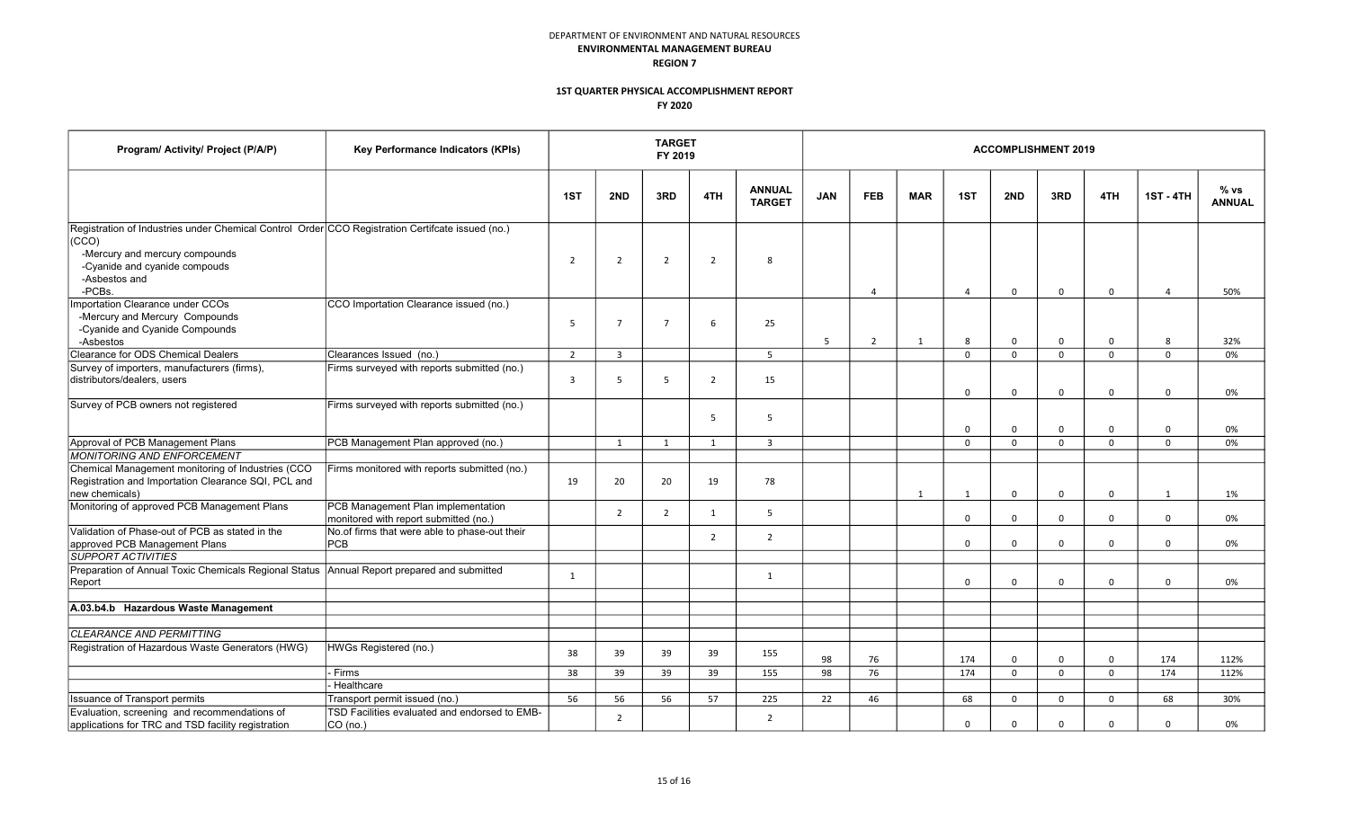DEPARTMENT OF ENVIRONMENT AND NATURAL RESOURCES
**ENVIRONMENTAL MANAGEMENT BUREAU**
**REGION 7**

**1ST QUARTER PHYSICAL ACCOMPLISHMENT REPORT**
**FY 2020**

| Program/ Activity/ Project (P/A/P) | Key Performance Indicators (KPIs) | TARGET FY 2019 | | | | | ACCOMPLISHMENT 2019 | | | | | | | | |
|---|---|---|---|---|---|---|---|---|---|---|---|---|---|---|---|
| | | 1ST | 2ND | 3RD | 4TH | ANNUAL TARGET | JAN | FEB | MAR | 1ST | 2ND | 3RD | 4TH | 1ST - 4TH | % vs ANNUAL |
| Registration of Industries under Chemical Control Order (CCO) -Mercury and mercury compounds -Cyanide and cyanide compouds -Asbestos and -PCBs. | CCO Registration Certifcate issued (no.) | 2 | 2 | 2 | 2 | 8 | | 4 | | 4 | 0 | 0 | 0 | 4 | 50% |
| Importation Clearance under CCOs -Mercury and Mercury Compounds -Cyanide and Cyanide Compounds -Asbestos | CCO Importation Clearance issued (no.) | 5 | 7 | 7 | 6 | 25 | 5 | 2 | 1 | 8 | 0 | 0 | 0 | 8 | 32% |
| Clearance for ODS Chemical Dealers | Clearances Issued (no.) | 2 | 3 | | | 5 | | | | 0 | 0 | 0 | 0 | 0 | 0% |
| Survey of importers, manufacturers (firms), distributors/dealers, users | Firms surveyed with reports submitted (no.) | 3 | 5 | 5 | 2 | 15 | | | | 0 | 0 | 0 | 0 | 0 | 0% |
| Survey of PCB owners not registered | Firms surveyed with reports submitted (no.) | | | | 5 | 5 | | | | 0 | 0 | 0 | 0 | 0 | 0% |
| Approval of PCB Management Plans | PCB Management Plan approved (no.) | | 1 | 1 | 1 | 3 | | | | 0 | 0 | 0 | 0 | 0 | 0% |
| *MONITORING AND ENFORCEMENT* | | | | | | | | | | | | | | | |
| Chemical Management monitoring of Industries (CCO Registration and Importation Clearance SQI, PCL and new chemicals) | Firms monitored with reports submitted (no.) | 19 | 20 | 20 | 19 | 78 | | | 1 | 1 | 0 | 0 | 0 | 1 | 1% |
| Monitoring of approved PCB Management Plans | PCB Management Plan implementation monitored with report submitted (no.) | | 2 | 2 | 1 | 5 | | | | 0 | 0 | 0 | 0 | 0 | 0% |
| Validation of Phase-out of PCB as stated in the approved PCB Management Plans | No.of firms that were able to phase-out their PCB | | | | 2 | 2 | | | | 0 | 0 | 0 | 0 | 0 | 0% |
| *SUPPORT ACTIVITIES* | | | | | | | | | | | | | | | |
| Preparation of Annual Toxic Chemicals Regional Status Report | Annual Report prepared and submitted | 1 | | | | 1 | | | | 0 | 0 | 0 | 0 | 0 | 0% |
| | | | | | | | | | | | | | | | |
| **A.03.b4.b Hazardous Waste Management** | | | | | | | | | | | | | | | |
| | | | | | | | | | | | | | | | |
| *CLEARANCE AND PERMITTING* | | | | | | | | | | | | | | | |
| Registration of Hazardous Waste Generators (HWG) | HWGs Registered (no.) | 38 | 39 | 39 | 39 | 155 | 98 | 76 | | 174 | 0 | 0 | 0 | 174 | 112% |
| | - Firms | 38 | 39 | 39 | 39 | 155 | 98 | 76 | | 174 | 0 | 0 | 0 | 174 | 112% |
| | - Healthcare | | | | | | | | | | | | | | |
| Issuance of Transport permits | Transport permit issued (no.) | 56 | 56 | 56 | 57 | 225 | 22 | 46 | | 68 | 0 | 0 | 0 | 68 | 30% |
| Evaluation, screening and recommendations of applications for TRC and TSD facility registration | TSD Facilities evaluated and endorsed to EMB-CO (no.) | | 2 | | | 2 | | | | 0 | 0 | 0 | 0 | 0 | 0% |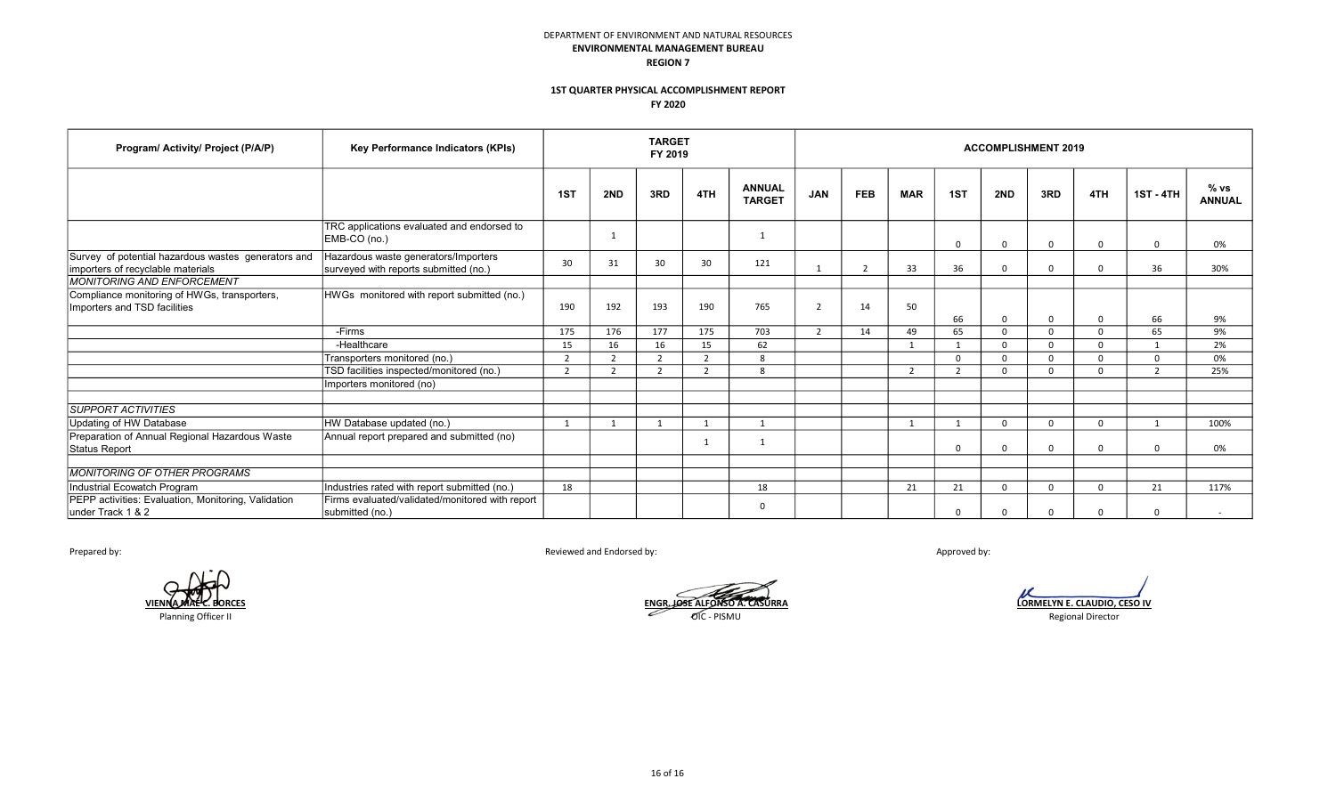DEPARTMENT OF ENVIRONMENT AND NATURAL RESOURCES

**ENVIRONMENTAL MANAGEMENT BUREAU**

**REGION 7**

**1ST QUARTER PHYSICAL ACCOMPLISHMENT REPORT**

**FY 2020**

| Program/ Activity/ Project (P/A/P) | Key Performance Indicators (KPIs) | TARGET FY 2019 | | | | | ACCOMPLISHMENT 2019 | | | | | | | | |
|---|---|---|---|---|---|---|---|---|---|---|---|---|---|---|---|
| | | 1ST | 2ND | 3RD | 4TH | ANNUAL TARGET | JAN | FEB | MAR | 1ST | 2ND | 3RD | 4TH | 1ST - 4TH | % vs ANNUAL |
| | TRC applications evaluated and endorsed to EMB-CO (no.) | | 1 | | | 1 | | | | 0 | 0 | 0 | 0 | 0 | 0% |
| Survey of potential hazardous wastes generators and importers of recyclable materials | Hazardous waste generators/Importers surveyed with reports submitted (no.) | 30 | 31 | 30 | 30 | 121 | 1 | 2 | 33 | 36 | 0 | 0 | 0 | 36 | 30% |
| *MONITORING AND ENFORCEMENT* | | | | | | | | | | | | | | | |
| Compliance monitoring of HWGs, transporters, Importers and TSD facilities | HWGs monitored with report submitted (no.) | 190 | 192 | 193 | 190 | 765 | 2 | 14 | 50 | 66 | 0 | 0 | 0 | 66 | 9% |
| | -Firms | 175 | 176 | 177 | 175 | 703 | 2 | 14 | 49 | 65 | 0 | 0 | 0 | 65 | 9% |
| | -Healthcare | 15 | 16 | 16 | 15 | 62 | | | 1 | 1 | 0 | 0 | 0 | 1 | 2% |
| | Transporters monitored (no.) | 2 | 2 | 2 | 2 | 8 | | | | 0 | 0 | 0 | 0 | 0 | 0% |
| | TSD facilities inspected/monitored (no.) | 2 | 2 | 2 | 2 | 8 | | | 2 | 2 | 0 | 0 | 0 | 2 | 25% |
| | Importers monitored (no) | | | | | | | | | | | | | | |
| | | | | | | | | | | | | | | | |
| *SUPPORT ACTIVITIES* | | | | | | | | | | | | | | | |
| Updating of HW Database | HW Database updated (no.) | 1 | 1 | 1 | 1 | 1 | | | 1 | 1 | 0 | 0 | 0 | 1 | 100% |
| Preparation of Annual Regional Hazardous Waste Status Report | Annual report prepared and submitted (no) | | | | 1 | 1 | | | | 0 | 0 | 0 | 0 | 0 | 0% |
| | | | | | | | | | | | | | | | |
| *MONITORING OF OTHER PROGRAMS* | | | | | | | | | | | | | | | |
| Industrial Ecowatch Program | Industries rated with report submitted (no.) | 18 | | | | 18 | | | 21 | 21 | 0 | 0 | 0 | 21 | 117% |
| PEPP activities: Evaluation, Monitoring, Validation under Track 1 & 2 | Firms evaluated/validated/monitored with report submitted (no.) | | | | | 0 | | | | 0 | 0 | 0 | 0 | 0 | - |

Prepared by:

**VIENNA MAE C. BORCES**
Planning Officer II

Reviewed and Endorsed by:

**ENGR. JOSE ALFONSO A. CASURRA**
OIC - PISMU

Approved by:

**LORMELYN E. CLAUDIO, CESO IV**
Regional Director